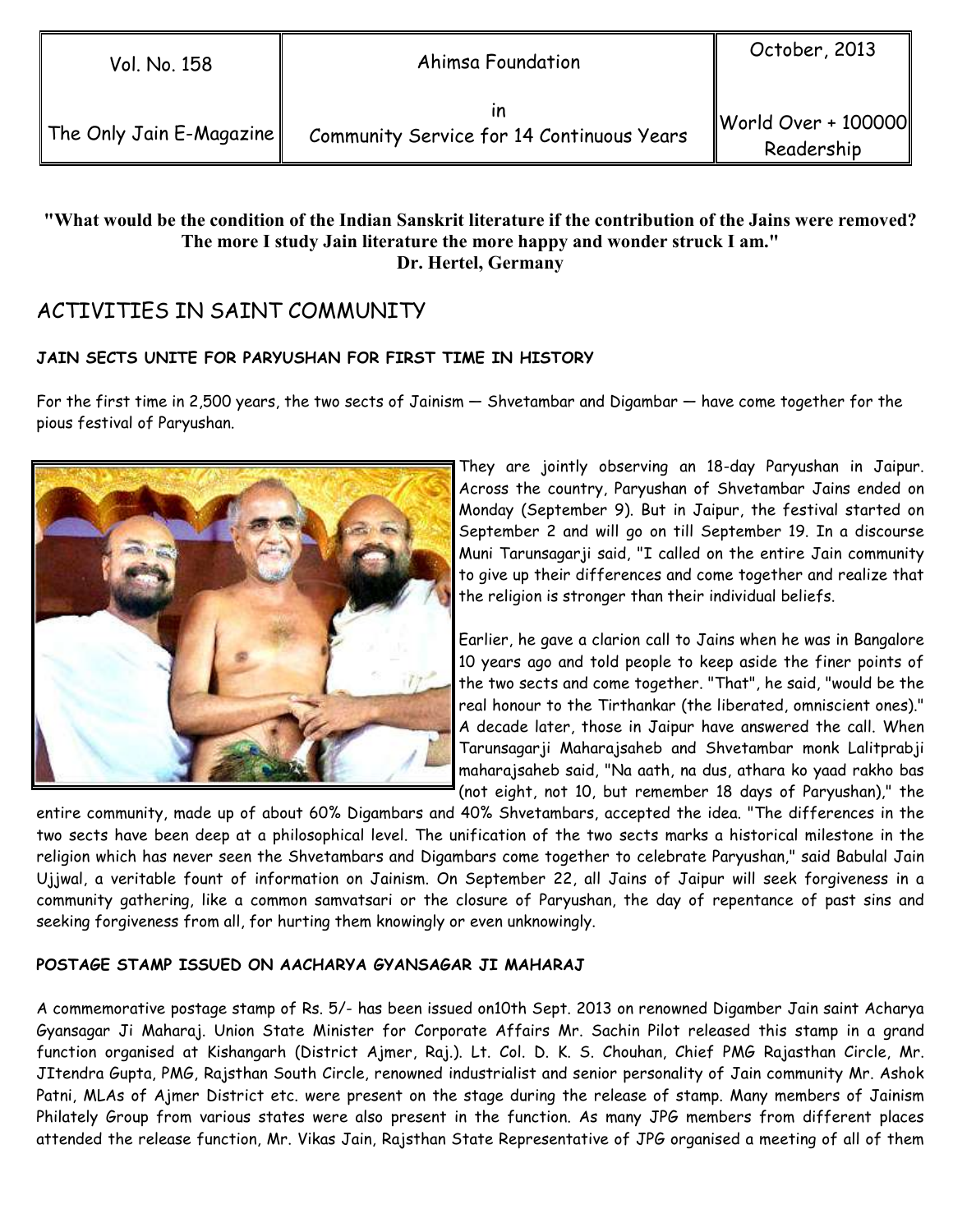| Vol. No. 158 | Ahimsa Foundation | October, 2013 |
| --- | --- | --- |
| The Only Jain E-Magazine | in<br>Community Service for 14 Continuous Years | World Over + 100000 Readership |

**"What would be the condition of the Indian Sanskrit literature if the contribution of the Jains were removed? The more I study Jain literature the more happy and wonder struck I am."**
**Dr. Hertel, Germany**

# ACTIVITIES IN SAINT COMMUNITY

### JAIN SECTS UNITE FOR PARYUSHAN FOR FIRST TIME IN HISTORY

For the first time in 2,500 years, the two sects of Jainism — Shvetambar and Digambar — have come together for the pious festival of Paryushan.

They are jointly observing an 18-day Paryushan in Jaipur. Across the country, Paryushan of Shvetambar Jains ended on Monday (September 9). But in Jaipur, the festival started on September 2 and will go on till September 19. In a discourse Muni Tarunsagarji said, "I called on the entire Jain community to give up their differences and come together and realize that the religion is stronger than their individual beliefs.

Earlier, he gave a clarion call to Jains when he was in Bangalore 10 years ago and told people to keep aside the finer points of the two sects and come together. "That", he said, "would be the real honour to the Tirthankar (the liberated, omniscient ones)." A decade later, those in Jaipur have answered the call. When Tarunsagarji Maharajsaheb and Shvetambar monk Lalitprabji maharajsaheb said, "Na aath, na dus, athara ko yaad rakho bas (not eight, not 10, but remember 18 days of Paryushan)," the entire community, made up of about 60% Digambars and 40% Shvetambars, accepted the idea. "The differences in the two sects have been deep at a philosophical level. The unification of the two sects marks a historical milestone in the religion which has never seen the Shvetambars and Digambars come together to celebrate Paryushan," said Babulal Jain Ujjwal, a veritable fount of information on Jainism. On September 22, all Jains of Jaipur will seek forgiveness in a community gathering, like a common samvatsari or the closure of Paryushan, the day of repentance of past sins and seeking forgiveness from all, for hurting them knowingly or even unknowingly.

### POSTAGE STAMP ISSUED ON AACHARYA GYANSAGAR JI MAHARAJ

A commemorative postage stamp of Rs. 5/- has been issued on10th Sept. 2013 on renowned Digamber Jain saint Acharya Gyansagar Ji Maharaj. Union State Minister for Corporate Affairs Mr. Sachin Pilot released this stamp in a grand function organised at Kishangarh (District Ajmer, Raj.). Lt. Col. D. K. S. Chouhan, Chief PMG Rajasthan Circle, Mr. JItendra Gupta, PMG, Rajsthan South Circle, renowned industrialist and senior personality of Jain community Mr. Ashok Patni, MLAs of Ajmer District etc. were present on the stage during the release of stamp. Many members of Jainism Philately Group from various states were also present in the function. As many JPG members from different places attended the release function, Mr. Vikas Jain, Rajsthan State Representative of JPG organised a meeting of all of them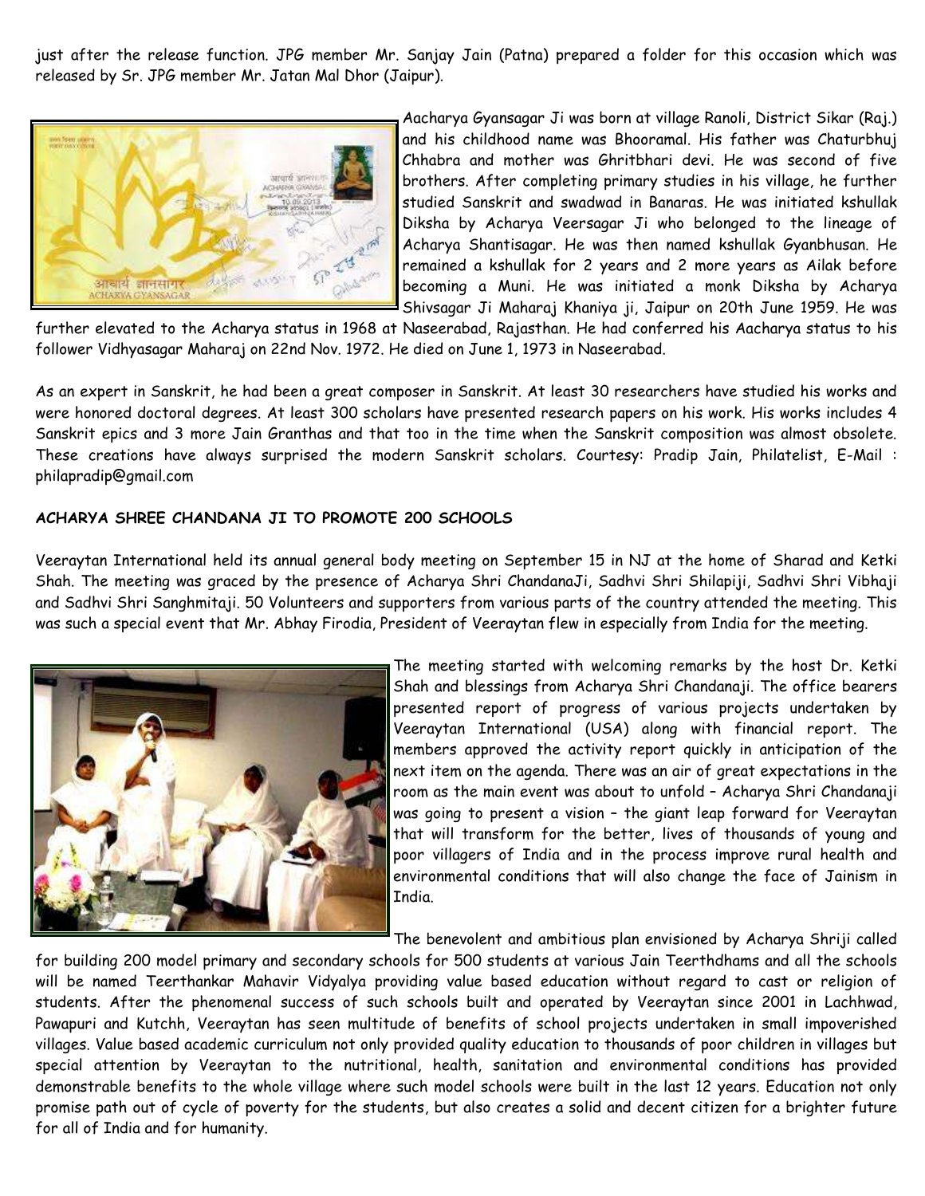just after the release function. JPG member Mr. Sanjay Jain (Patna) prepared a folder for this occasion which was released by Sr. JPG member Mr. Jatan Mal Dhor (Jaipur).

Aacharya Gyansagar Ji was born at village Ranoli, District Sikar (Raj.) and his childhood name was Bhooramal. His father was Chaturbhuj Chhabra and mother was Ghritbhari devi. He was second of five brothers. After completing primary studies in his village, he further studied Sanskrit and swadwad in Banaras. He was initiated kshullak Diksha by Acharya Veersagar Ji who belonged to the lineage of Acharya Shantisagar. He was then named kshullak Gyanbhusan. He remained a kshullak for 2 years and 2 more years as Ailak before becoming a Muni. He was initiated a monk Diksha by Acharya Shivsagar Ji Maharaj Khaniya ji, Jaipur on 20th June 1959. He was further elevated to the Acharya status in 1968 at Naseerabad, Rajasthan. He had conferred his Aacharya status to his follower Vidhyasagar Maharaj on 22nd Nov. 1972. He died on June 1, 1973 in Naseerabad.

As an expert in Sanskrit, he had been a great composer in Sanskrit. At least 30 researchers have studied his works and were honored doctoral degrees. At least 300 scholars have presented research papers on his work. His works includes 4 Sanskrit epics and 3 more Jain Granthas and that too in the time when the Sanskrit composition was almost obsolete. These creations have always surprised the modern Sanskrit scholars. Courtesy: Pradip Jain, Philatelist, E-Mail : philapradip@gmail.com

**ACHARYA SHREE CHANDANA JI TO PROMOTE 200 SCHOOLS**

Veeraytan International held its annual general body meeting on September 15 in NJ at the home of Sharad and Ketki Shah. The meeting was graced by the presence of Acharya Shri ChandanaJi, Sadhvi Shri Shilapiji, Sadhvi Shri Vibhaji and Sadhvi Shri Sanghmitaji. 50 Volunteers and supporters from various parts of the country attended the meeting. This was such a special event that Mr. Abhay Firodia, President of Veeraytan flew in especially from India for the meeting.

The meeting started with welcoming remarks by the host Dr. Ketki Shah and blessings from Acharya Shri Chandanaji. The office bearers presented report of progress of various projects undertaken by Veeraytan International (USA) along with financial report. The members approved the activity report quickly in anticipation of the next item on the agenda. There was an air of great expectations in the room as the main event was about to unfold – Acharya Shri Chandanaji was going to present a vision – the giant leap forward for Veeraytan that will transform for the better, lives of thousands of young and poor villagers of India and in the process improve rural health and environmental conditions that will also change the face of Jainism in India.

The benevolent and ambitious plan envisioned by Acharya Shriji called for building 200 model primary and secondary schools for 500 students at various Jain Teerthdhams and all the schools will be named Teerthankar Mahavir Vidyalya providing value based education without regard to cast or religion of students. After the phenomenal success of such schools built and operated by Veeraytan since 2001 in Lachhwad, Pawapuri and Kutchh, Veeraytan has seen multitude of benefits of school projects undertaken in small impoverished villages. Value based academic curriculum not only provided quality education to thousands of poor children in villages but special attention by Veeraytan to the nutritional, health, sanitation and environmental conditions has provided demonstrable benefits to the whole village where such model schools were built in the last 12 years. Education not only promise path out of cycle of poverty for the students, but also creates a solid and decent citizen for a brighter future for all of India and for humanity.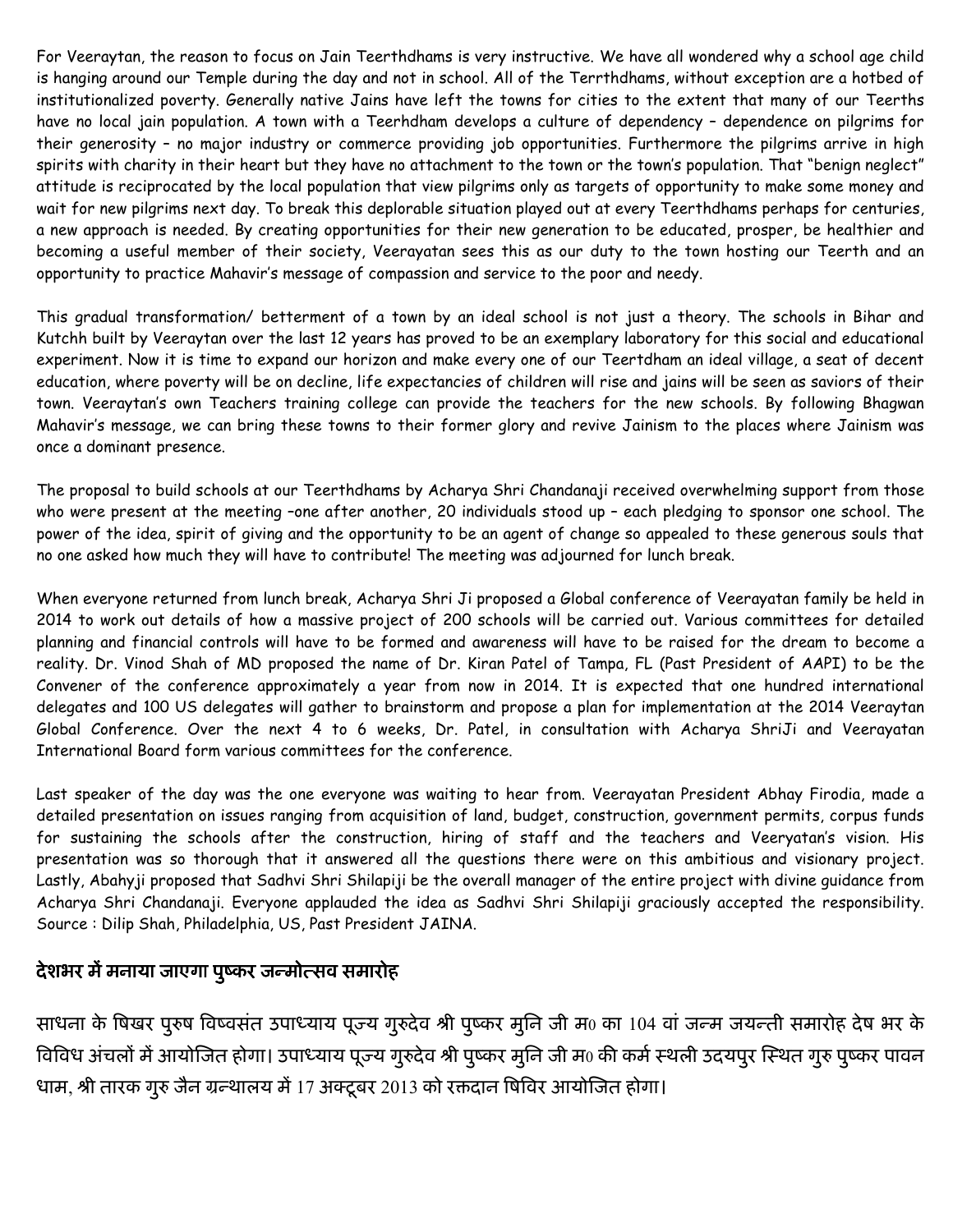For Veeraytan, the reason to focus on Jain Teerthdhams is very instructive. We have all wondered why a school age child is hanging around our Temple during the day and not in school. All of the Terrthdhams, without exception are a hotbed of institutionalized poverty. Generally native Jains have left the towns for cities to the extent that many of our Teerths have no local jain population. A town with a Teerhdham develops a culture of dependency – dependence on pilgrims for their generosity – no major industry or commerce providing job opportunities. Furthermore the pilgrims arrive in high spirits with charity in their heart but they have no attachment to the town or the town's population. That "benign neglect" attitude is reciprocated by the local population that view pilgrims only as targets of opportunity to make some money and wait for new pilgrims next day. To break this deplorable situation played out at every Teerthdhams perhaps for centuries, a new approach is needed. By creating opportunities for their new generation to be educated, prosper, be healthier and becoming a useful member of their society, Veerayatan sees this as our duty to the town hosting our Teerth and an opportunity to practice Mahavir's message of compassion and service to the poor and needy.

This gradual transformation/ betterment of a town by an ideal school is not just a theory. The schools in Bihar and Kutchh built by Veeraytan over the last 12 years has proved to be an exemplary laboratory for this social and educational experiment. Now it is time to expand our horizon and make every one of our Teertdham an ideal village, a seat of decent education, where poverty will be on decline, life expectancies of children will rise and jains will be seen as saviors of their town. Veeraytan's own Teachers training college can provide the teachers for the new schools. By following Bhagwan Mahavir's message, we can bring these towns to their former glory and revive Jainism to the places where Jainism was once a dominant presence.

The proposal to build schools at our Teerthdhams by Acharya Shri Chandanaji received overwhelming support from those who were present at the meeting –one after another, 20 individuals stood up – each pledging to sponsor one school. The power of the idea, spirit of giving and the opportunity to be an agent of change so appealed to these generous souls that no one asked how much they will have to contribute! The meeting was adjourned for lunch break.

When everyone returned from lunch break, Acharya Shri Ji proposed a Global conference of Veerayatan family be held in 2014 to work out details of how a massive project of 200 schools will be carried out. Various committees for detailed planning and financial controls will have to be formed and awareness will have to be raised for the dream to become a reality. Dr. Vinod Shah of MD proposed the name of Dr. Kiran Patel of Tampa, FL (Past President of AAPI) to be the Convener of the conference approximately a year from now in 2014. It is expected that one hundred international delegates and 100 US delegates will gather to brainstorm and propose a plan for implementation at the 2014 Veeraytan Global Conference. Over the next 4 to 6 weeks, Dr. Patel, in consultation with Acharya ShriJi and Veerayatan International Board form various committees for the conference.

Last speaker of the day was the one everyone was waiting to hear from. Veerayatan President Abhay Firodia, made a detailed presentation on issues ranging from acquisition of land, budget, construction, government permits, corpus funds for sustaining the schools after the construction, hiring of staff and the teachers and Veeryatan's vision. His presentation was so thorough that it answered all the questions there were on this ambitious and visionary project. Lastly, Abahyji proposed that Sadhvi Shri Shilapiji be the overall manager of the entire project with divine guidance from Acharya Shri Chandanaji. Everyone applauded the idea as Sadhvi Shri Shilapiji graciously accepted the responsibility. Source : Dilip Shah, Philadelphia, US, Past President JAINA.

## देशभर में मनाया जाएगा पुष्कर जन्मोत्सव समारोह

साधना के षिखर पुरुष विष्वसंत उपाध्याय पूज्य गुरुदेव श्री पुष्कर मुनि जी म0 का 104 वां जन्म जयन्ती समारोह देष भर के विविध अंचलों में आयोजित होगा। उपाध्याय पूज्य गुरुदेव श्री पुष्कर मुनि जी म0 की कर्म स्थली उदयपुर स्थित गुरु पुष्कर पावन धाम, श्री तारक गुरु जैन ग्रन्थालय में 17 अक्टूबर 2013 को रक्तदान षिविर आयोजित होगा।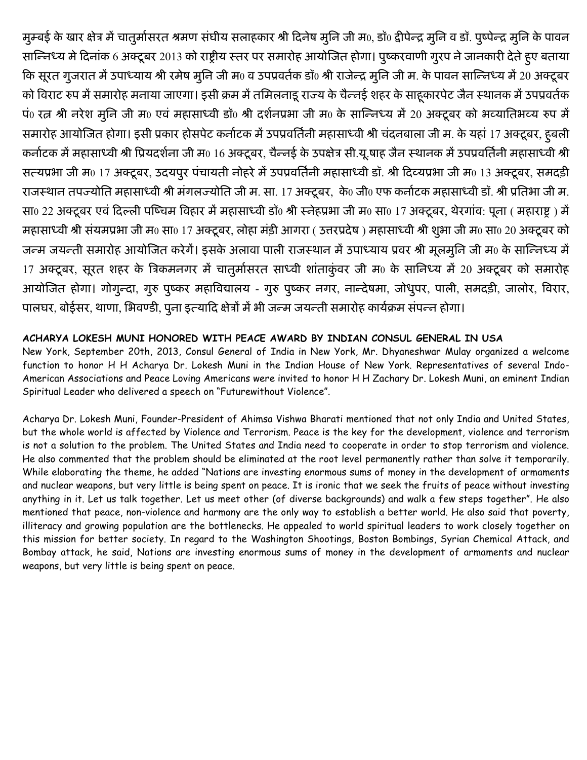मुम्बई के खार क्षेत्र में चातुर्मासरत श्रमण संघीय सलाहकार श्री दिनेष मुनि जी म0, डॉ0 द्वीपेन्द्र मुनि व डॉ. पुष्पेन्द्र मुनि के पावन सान्निध्य मे दिनांक 6 अक्टूबर 2013 को राष्ट्रीय स्तर पर समारोह आयोजित होगा। पुष्करवाणी गुरप ने जानकारी देते हुए बताया कि सूरत गुजरात में उपाध्याय श्री रमेष मुनि जी म0 व उपप्रवर्तक डॉ0 श्री राजेन्द्र मुनि जी म. के पावन सान्निध्य में 20 अक्टूबर को विराट रुप में समारोह मनाया जाएगा। इसी क्रम में तमिलनाडू राज्य के चैन्नई शहर के साहूकारपेट जैन स्थानक में उपप्रवर्तक पं0 रत्न श्री नरेश मुनि जी म0 एवं महासाध्वी डॉ0 श्री दर्शनप्रभा जी म0 के सान्निध्य में 20 अक्टूबर को भव्यातिभव्य रुप में समारोह आयोजित होगा। इसी प्रकार होसपेट कर्नाटक में उपप्रवर्तिनी महासाध्वी श्री चंदनबाला जी म. के यहां 17 अक्टूबर, हुबली कर्नाटक में महासाध्वी श्री प्रियदर्शना जी म0 16 अक्टूबर, चैन्नई के उपक्षेत्र सी.यू.षाह जैन स्थानक में उपप्रवर्तिनी महासाध्वी श्री सत्यप्रभा जी म0 17 अक्टूबर, उदयपुर पंचायती नोहरे में उपप्रवर्तिनी महासाध्वी डॉ. श्री दिव्यप्रभा जी म0 13 अक्टूबर, समदड़ी राजस्थान तपज्योति महासाध्वी श्री मंगलज्योति जी म. सा. 17 अक्टूबर, के0 जी0 एफ कर्नाटक महासाध्वी डॉ. श्री प्रतिभा जी म. सा0 22 अक्टूबर एवं दिल्ली पष्चिम विहार में महासाध्वी डॉ0 श्री स्नेहप्रभा जी म0 सा0 17 अक्टूबर, थेरगांव: पूना ( महाराष्ट्र ) में महासाध्वी श्री संयमप्रभा जी म0 सा0 17 अक्टूबर, लोहा मंड़ी आगरा ( उत्तरप्रदेष ) महासाध्वी श्री शुभा जी म0 सा0 20 अक्टूबर को जन्म जयन्ती समारोह आयोजित करेगें। इसके अलावा पाली राजस्थान में उपाध्याय प्रवर श्री मूलमुनि जी म0 के सान्निध्य में 17 अक्टूबर, सूरत शहर के त्रिकमनगर में चातुर्मासरत साध्वी शांताकुंवर जी म0 के सानिध्य में 20 अक्टूबर को समारोह आयोजित होगा। गोगुन्दा, गुरु पुष्कर महाविद्यालय - गुरु पुष्कर नगर, नान्देषमा, जोधुपर, पाली, समदड़ी, जालोर, विरार, पालघर, बोईसर, थाणा, भिवण्डी, पुना इत्यादि क्षेत्रों में भी जन्म जयन्ती समारोह कार्यक्रम संपन्न होगा।

**ACHARYA LOKESH MUNI HONORED WITH PEACE AWARD BY INDIAN CONSUL GENERAL IN USA**

New York, September 20th, 2013, Consul General of India in New York, Mr. Dhyaneshwar Mulay organized a welcome function to honor H H Acharya Dr. Lokesh Muni in the Indian House of New York. Representatives of several Indo-American Associations and Peace Loving Americans were invited to honor H H Zachary Dr. Lokesh Muni, an eminent Indian Spiritual Leader who delivered a speech on "Futurewithout Violence".

Acharya Dr. Lokesh Muni, Founder-President of Ahimsa Vishwa Bharati mentioned that not only India and United States, but the whole world is affected by Violence and Terrorism. Peace is the key for the development, violence and terrorism is not a solution to the problem. The United States and India need to cooperate in order to stop terrorism and violence. He also commented that the problem should be eliminated at the root level permanently rather than solve it temporarily. While elaborating the theme, he added "Nations are investing enormous sums of money in the development of armaments and nuclear weapons, but very little is being spent on peace. It is ironic that we seek the fruits of peace without investing anything in it. Let us talk together. Let us meet other (of diverse backgrounds) and walk a few steps together". He also mentioned that peace, non-violence and harmony are the only way to establish a better world. He also said that poverty, illiteracy and growing population are the bottlenecks. He appealed to world spiritual leaders to work closely together on this mission for better society. In regard to the Washington Shootings, Boston Bombings, Syrian Chemical Attack, and Bombay attack, he said, Nations are investing enormous sums of money in the development of armaments and nuclear weapons, but very little is being spent on peace.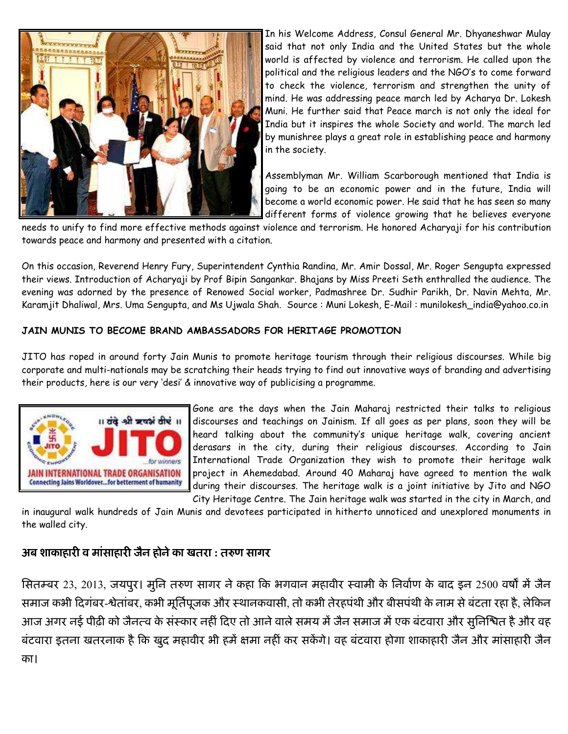In his Welcome Address, Consul General Mr. Dhyaneshwar Mulay said that not only India and the United States but the whole world is affected by violence and terrorism. He called upon the political and the religious leaders and the NGO's to come forward to check the violence, terrorism and strengthen the unity of mind. He was addressing peace march led by Acharya Dr. Lokesh Muni. He further said that Peace march is not only the ideal for India but it inspires the whole Society and world. The march led by munishree plays a great role in establishing peace and harmony in the society.

Assemblyman Mr. William Scarborough mentioned that India is going to be an economic power and in the future, India will become a world economic power. He said that he has seen so many different forms of violence growing that he believes everyone needs to unify to find more effective methods against violence and terrorism. He honored Acharyaji for his contribution towards peace and harmony and presented with a citation.

On this occasion, Reverend Henry Fury, Superintendent Cynthia Randina, Mr. Amir Dossal, Mr. Roger Sengupta expressed their views. Introduction of Acharyaji by Prof Bipin Sangankar. Bhajans by Miss Preeti Seth enthralled the audience. The evening was adorned by the presence of Renowed Social worker, Padmashree Dr. Sudhir Parikh, Dr. Navin Mehta, Mr. Karamjit Dhaliwal, Mrs. Uma Sengupta, and Ms Ujwala Shah. Source : Muni Lokesh, E-Mail : munilokesh_india@yahoo.co.in

**JAIN MUNIS TO BECOME BRAND AMBASSADORS FOR HERITAGE PROMOTION**

JITO has roped in around forty Jain Munis to promote heritage tourism through their religious discourses. While big corporate and multi-nationals may be scratching their heads trying to find out innovative ways of branding and advertising their products, here is our very 'desi' & innovative way of publicising a programme.

Gone are the days when the Jain Maharaj restricted their talks to religious discourses and teachings on Jainism. If all goes as per plans, soon they will be heard talking about the community's unique heritage walk, covering ancient derasars in the city, during their religious discourses. According to Jain International Trade Organization they wish to promote their heritage walk project in Ahemedabad. Around 40 Maharaj have agreed to mention the walk during their discourses. The heritage walk is a joint initiative by Jito and NGO City Heritage Centre. The Jain heritage walk was started in the city in March, and in inaugural walk hundreds of Jain Munis and devotees participated in hitherto unnoticed and unexplored monuments in the walled city.

## अब शाकाहारी व मांसाहारी जैन होने का खतरा : तरुण सागर

सितम्बर 23, 2013, जयपुर। मुनि तरुण सागर ने कहा कि भगवान महावीर स्वामी के निर्वाण के बाद इन 2500 वर्षों में जैन समाज कभी दिगंबर-श्वेतांबर, कभी मूर्तिपूजक और स्थानकवासी, तो कभी तेरहपंथी और बीसपंथी के नाम से बंटता रहा है, लेकिन आज अगर नई पीढ़ी को जैनत्व के संस्कार नहीं दिए तो आने वाले समय में जैन समाज में एक बंटवारा और सुनिश्चित है और वह बंटवारा इतना खतरनाक है कि खुद महावीर भी हमें क्षमा नहीं कर सकेंगे। वह बंटवारा होगा शाकाहारी जैन और मांसाहारी जैन का।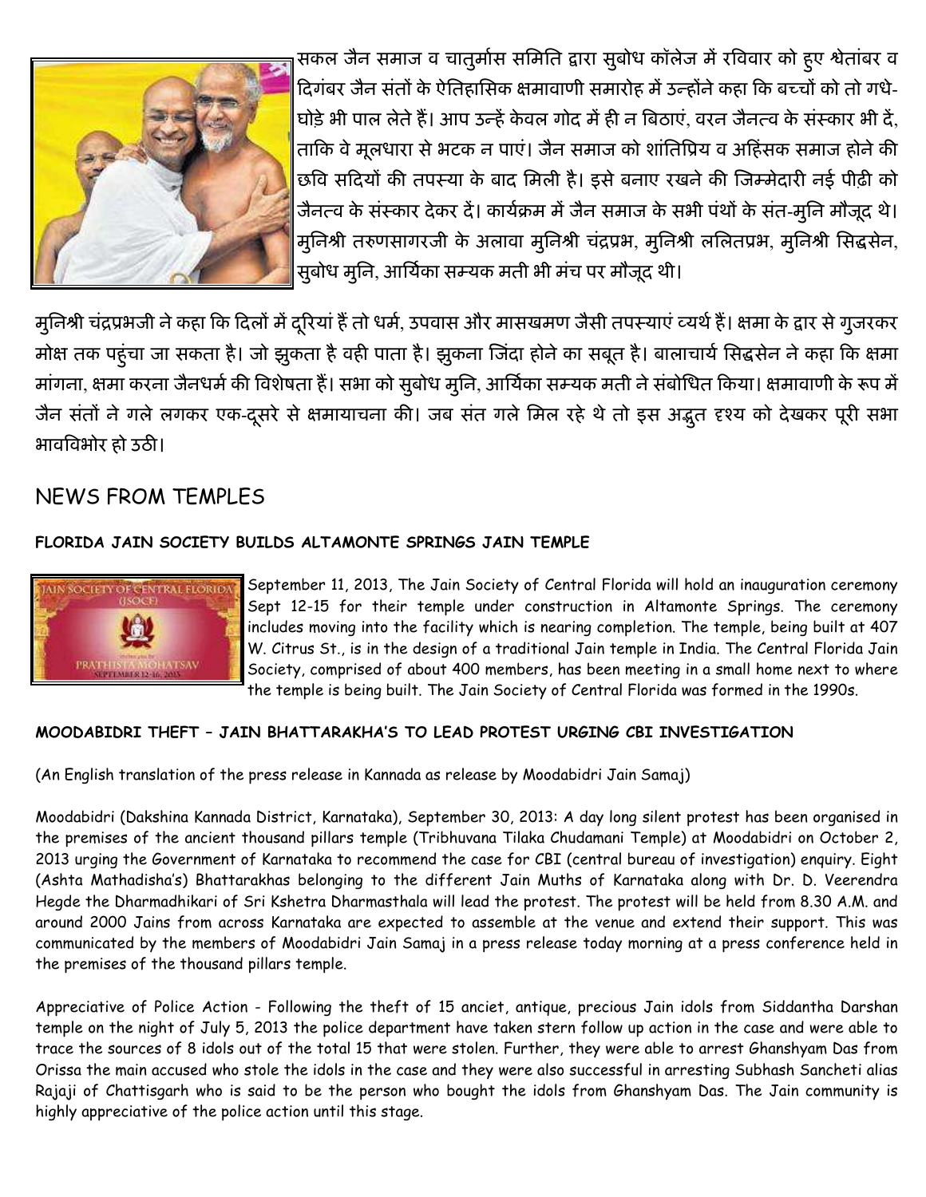सकल जैन समाज व चातुर्मास समिति द्वारा सुबोध कॉलेज में रविवार को हुए श्वेतांबर व दिगंबर जैन संतों के ऐतिहासिक क्षमावाणी समारोह में उन्होंने कहा कि बच्चों को तो गधे-घोड़े भी पाल लेते हैं। आप उन्हें केवल गोद में ही न बिठाएं, वरन जैनत्व के संस्कार भी दें, ताकि वे मूलधारा से भटक न पाएं। जैन समाज को शांतिप्रिय व अहिंसक समाज होने की छवि सदियों की तपस्या के बाद मिली है। इसे बनाए रखने की जिम्मेदारी नई पीढ़ी को जैनत्व के संस्कार देकर दें। कार्यक्रम में जैन समाज के सभी पंथों के संत-मुनि मौजूद थे। मुनिश्री तरुणसागरजी के अलावा मुनिश्री चंद्रप्रभ, मुनिश्री ललितप्रभ, मुनिश्री सिद्धसेन, सुबोध मुनि, आर्यिका सम्यक मती भी मंच पर मौजूद थी।

मुनिश्री चंद्रप्रभजी ने कहा कि दिलों में दूरियां हैं तो धर्म, उपवास और मासखमण जैसी तपस्याएं व्यर्थ हैं। क्षमा के द्वार से गुजरकर मोक्ष तक पहुंचा जा सकता है। जो झुकता है वही पाता है। झुकना जिंदा होने का सबूत है। बालाचार्य सिद्धसेन ने कहा कि क्षमा मांगना, क्षमा करना जैनधर्म की विशेषता हैं। सभा को सुबोध मुनि, आर्यिका सम्यक मती ने संबोधित किया। क्षमावाणी के रूप में जैन संतों ने गले लगकर एक-दूसरे से क्षमायाचना की। जब संत गले मिल रहे थे तो इस अद्भुत दृश्य को देखकर पूरी सभा भावविभोर हो उठी।

## NEWS FROM TEMPLES

### FLORIDA JAIN SOCIETY BUILDS ALTAMONTE SPRINGS JAIN TEMPLE

September 11, 2013, The Jain Society of Central Florida will hold an inauguration ceremony Sept 12-15 for their temple under construction in Altamonte Springs. The ceremony includes moving into the facility which is nearing completion. The temple, being built at 407 W. Citrus St., is in the design of a traditional Jain temple in India. The Central Florida Jain Society, comprised of about 400 members, has been meeting in a small home next to where the temple is being built. The Jain Society of Central Florida was formed in the 1990s.

### MOODABIDRI THEFT – JAIN BHATTARAKHA'S TO LEAD PROTEST URGING CBI INVESTIGATION

(An English translation of the press release in Kannada as release by Moodabidri Jain Samaj)

Moodabidri (Dakshina Kannada District, Karnataka), September 30, 2013: A day long silent protest has been organised in the premises of the ancient thousand pillars temple (Tribhuvana Tilaka Chudamani Temple) at Moodabidri on October 2, 2013 urging the Government of Karnataka to recommend the case for CBI (central bureau of investigation) enquiry. Eight (Ashta Mathadisha's) Bhattarakhas belonging to the different Jain Muths of Karnataka along with Dr. D. Veerendra Hegde the Dharmadhikari of Sri Kshetra Dharmasthala will lead the protest. The protest will be held from 8.30 A.M. and around 2000 Jains from across Karnataka are expected to assemble at the venue and extend their support. This was communicated by the members of Moodabidri Jain Samaj in a press release today morning at a press conference held in the premises of the thousand pillars temple.

Appreciative of Police Action - Following the theft of 15 anciet, antique, precious Jain idols from Siddantha Darshan temple on the night of July 5, 2013 the police department have taken stern follow up action in the case and were able to trace the sources of 8 idols out of the total 15 that were stolen. Further, they were able to arrest Ghanshyam Das from Orissa the main accused who stole the idols in the case and they were also successful in arresting Subhash Sancheti alias Rajaji of Chattisgarh who is said to be the person who bought the idols from Ghanshyam Das. The Jain community is highly appreciative of the police action until this stage.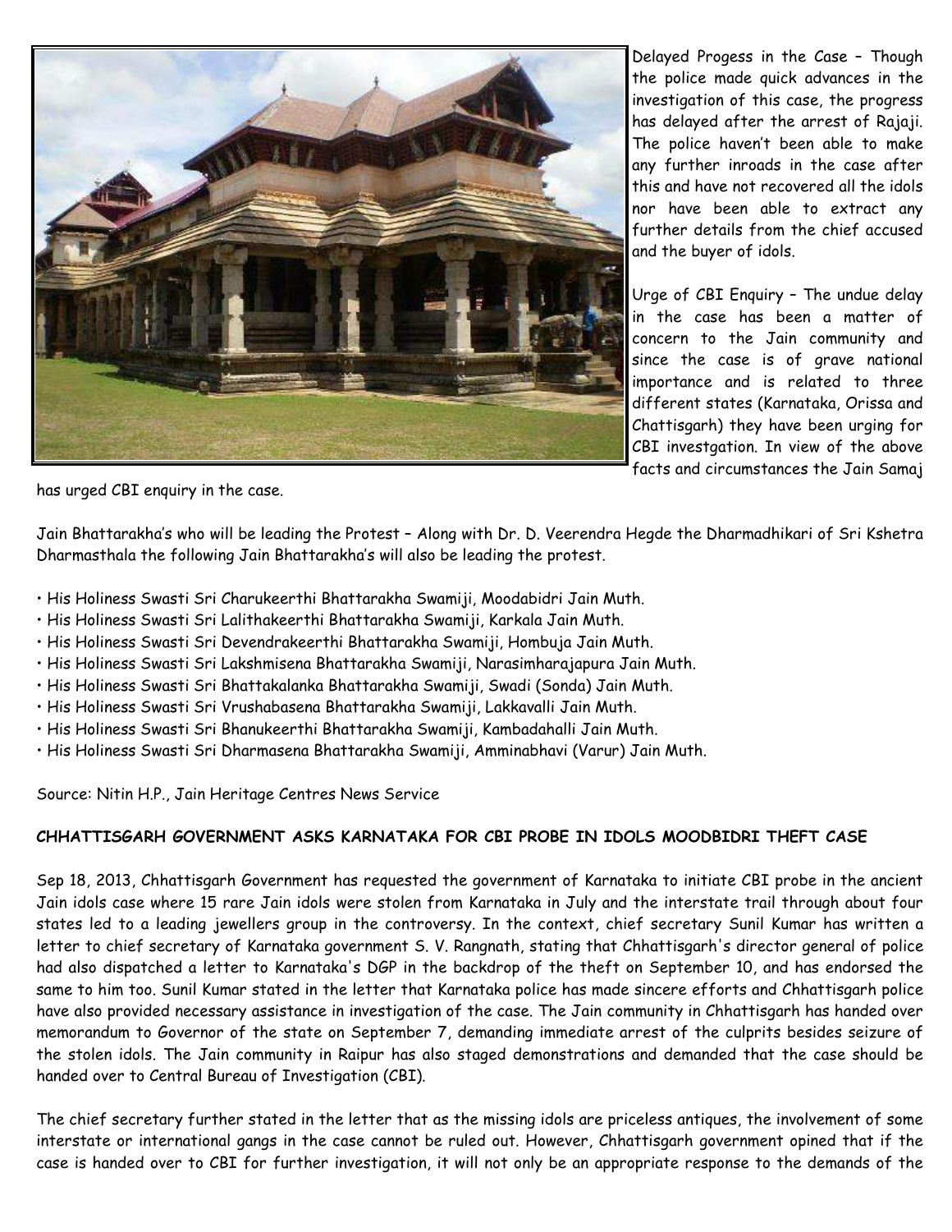Delayed Progess in the Case – Though the police made quick advances in the investigation of this case, the progress has delayed after the arrest of Rajaji. The police haven't been able to make any further inroads in the case after this and have not recovered all the idols nor have been able to extract any further details from the chief accused and the buyer of idols.

Urge of CBI Enquiry – The undue delay in the case has been a matter of concern to the Jain community and since the case is of grave national importance and is related to three different states (Karnataka, Orissa and Chattisgarh) they have been urging for CBI investgation. In view of the above facts and circumstances the Jain Samaj has urged CBI enquiry in the case.

Jain Bhattarakha's who will be leading the Protest – Along with Dr. D. Veerendra Hegde the Dharmadhikari of Sri Kshetra Dharmasthala the following Jain Bhattarakha's will also be leading the protest.

- His Holiness Swasti Sri Charukeerthi Bhattarakha Swamiji, Moodabidri Jain Muth.
- His Holiness Swasti Sri Lalithakeerthi Bhattarakha Swamiji, Karkala Jain Muth.
- His Holiness Swasti Sri Devendrakeerthi Bhattarakha Swamiji, Hombuja Jain Muth.
- His Holiness Swasti Sri Lakshmisena Bhattarakha Swamiji, Narasimharajapura Jain Muth.
- His Holiness Swasti Sri Bhattakalanka Bhattarakha Swamiji, Swadi (Sonda) Jain Muth.
- His Holiness Swasti Sri Vrushabasena Bhattarakha Swamiji, Lakkavalli Jain Muth.
- His Holiness Swasti Sri Bhanukeerthi Bhattarakha Swamiji, Kambadahalli Jain Muth.
- His Holiness Swasti Sri Dharmasena Bhattarakha Swamiji, Amminabhavi (Varur) Jain Muth.

Source: Nitin H.P., Jain Heritage Centres News Service

**CHHATTISGARH GOVERNMENT ASKS KARNATAKA FOR CBI PROBE IN IDOLS MOODBIDRI THEFT CASE**

Sep 18, 2013, Chhattisgarh Government has requested the government of Karnataka to initiate CBI probe in the ancient Jain idols case where 15 rare Jain idols were stolen from Karnataka in July and the interstate trail through about four states led to a leading jewellers group in the controversy. In the context, chief secretary Sunil Kumar has written a letter to chief secretary of Karnataka government S. V. Rangnath, stating that Chhattisgarh's director general of police had also dispatched a letter to Karnataka's DGP in the backdrop of the theft on September 10, and has endorsed the same to him too. Sunil Kumar stated in the letter that Karnataka police has made sincere efforts and Chhattisgarh police have also provided necessary assistance in investigation of the case. The Jain community in Chhattisgarh has handed over memorandum to Governor of the state on September 7, demanding immediate arrest of the culprits besides seizure of the stolen idols. The Jain community in Raipur has also staged demonstrations and demanded that the case should be handed over to Central Bureau of Investigation (CBI).

The chief secretary further stated in the letter that as the missing idols are priceless antiques, the involvement of some interstate or international gangs in the case cannot be ruled out. However, Chhattisgarh government opined that if the case is handed over to CBI for further investigation, it will not only be an appropriate response to the demands of the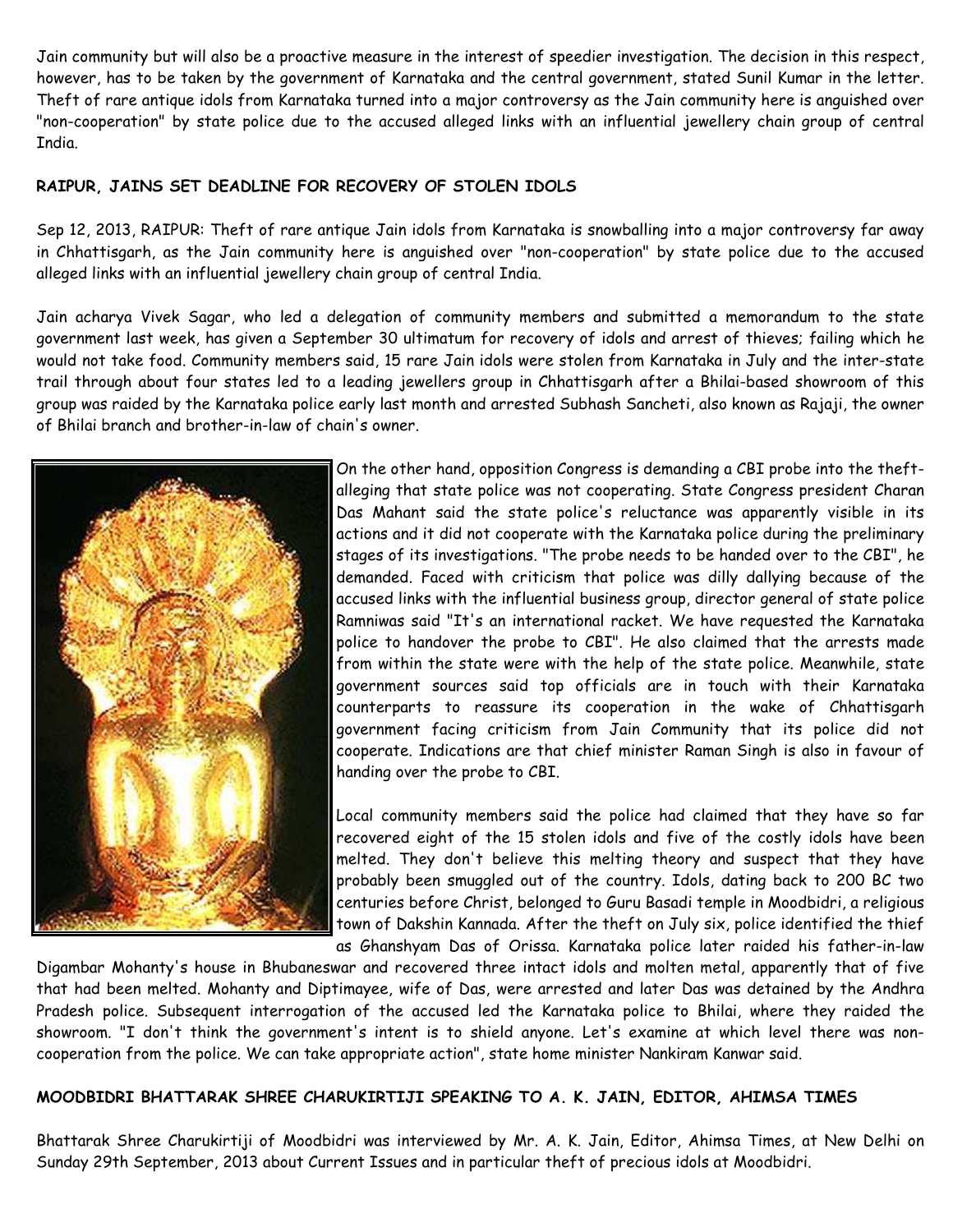Jain community but will also be a proactive measure in the interest of speedier investigation. The decision in this respect, however, has to be taken by the government of Karnataka and the central government, stated Sunil Kumar in the letter. Theft of rare antique idols from Karnataka turned into a major controversy as the Jain community here is anguished over "non-cooperation" by state police due to the accused alleged links with an influential jewellery chain group of central India.

**RAIPUR, JAINS SET DEADLINE FOR RECOVERY OF STOLEN IDOLS**

Sep 12, 2013, RAIPUR: Theft of rare antique Jain idols from Karnataka is snowballing into a major controversy far away in Chhattisgarh, as the Jain community here is anguished over "non-cooperation" by state police due to the accused alleged links with an influential jewellery chain group of central India.

Jain acharya Vivek Sagar, who led a delegation of community members and submitted a memorandum to the state government last week, has given a September 30 ultimatum for recovery of idols and arrest of thieves; failing which he would not take food. Community members said, 15 rare Jain idols were stolen from Karnataka in July and the inter-state trail through about four states led to a leading jewellers group in Chhattisgarh after a Bhilai-based showroom of this group was raided by the Karnataka police early last month and arrested Subhash Sancheti, also known as Rajaji, the owner of Bhilai branch and brother-in-law of chain's owner.

On the other hand, opposition Congress is demanding a CBI probe into the theft- alleging that state police was not cooperating. State Congress president Charan Das Mahant said the state police's reluctance was apparently visible in its actions and it did not cooperate with the Karnataka police during the preliminary stages of its investigations. "The probe needs to be handed over to the CBI", he demanded. Faced with criticism that police was dilly dallying because of the accused links with the influential business group, director general of state police Ramniwas said "It's an international racket. We have requested the Karnataka police to handover the probe to CBI". He also claimed that the arrests made from within the state were with the help of the state police. Meanwhile, state government sources said top officials are in touch with their Karnataka counterparts to reassure its cooperation in the wake of Chhattisgarh government facing criticism from Jain Community that its police did not cooperate. Indications are that chief minister Raman Singh is also in favour of handing over the probe to CBI.

Local community members said the police had claimed that they have so far recovered eight of the 15 stolen idols and five of the costly idols have been melted. They don't believe this melting theory and suspect that they have probably been smuggled out of the country. Idols, dating back to 200 BC two centuries before Christ, belonged to Guru Basadi temple in Moodbidri, a religious town of Dakshin Kannada. After the theft on July six, police identified the thief as Ghanshyam Das of Orissa. Karnataka police later raided his father-in-law Digambar Mohanty's house in Bhubaneswar and recovered three intact idols and molten metal, apparently that of five that had been melted. Mohanty and Diptimayee, wife of Das, were arrested and later Das was detained by the Andhra Pradesh police. Subsequent interrogation of the accused led the Karnataka police to Bhilai, where they raided the showroom. "I don't think the government's intent is to shield anyone. Let's examine at which level there was non-cooperation from the police. We can take appropriate action", state home minister Nankiram Kanwar said.

**MOODBIDRI BHATTARAK SHREE CHARUKIRTIJI SPEAKING TO A. K. JAIN, EDITOR, AHIMSA TIMES**

Bhattarak Shree Charukirtiji of Moodbidri was interviewed by Mr. A. K. Jain, Editor, Ahimsa Times, at New Delhi on Sunday 29th September, 2013 about Current Issues and in particular theft of precious idols at Moodbidri.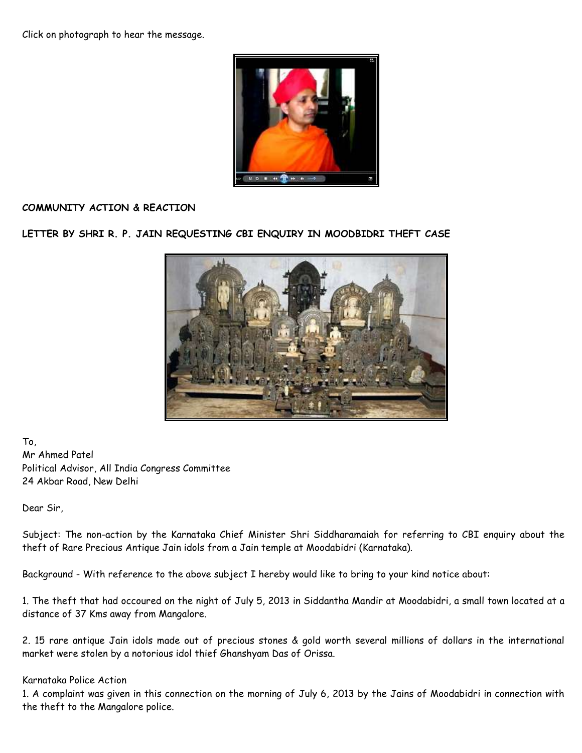Click on photograph to hear the message.

**COMMUNITY ACTION & REACTION**

**LETTER BY SHRI R. P. JAIN REQUESTING CBI ENQUIRY IN MOODBIDRI THEFT CASE**

To,
Mr Ahmed Patel
Political Advisor, All India Congress Committee
24 Akbar Road, New Delhi

Dear Sir,

Subject: The non-action by the Karnataka Chief Minister Shri Siddharamaiah for referring to CBI enquiry about the theft of Rare Precious Antique Jain idols from a Jain temple at Moodabidri (Karnataka).

Background - With reference to the above subject I hereby would like to bring to your kind notice about:

1. The theft that had occoured on the night of July 5, 2013 in Siddantha Mandir at Moodabidri, a small town located at a distance of 37 Kms away from Mangalore.

2. 15 rare antique Jain idols made out of precious stones & gold worth several millions of dollars in the international market were stolen by a notorious idol thief Ghanshyam Das of Orissa.

Karnataka Police Action

1. A complaint was given in this connection on the morning of July 6, 2013 by the Jains of Moodabidri in connection with the theft to the Mangalore police.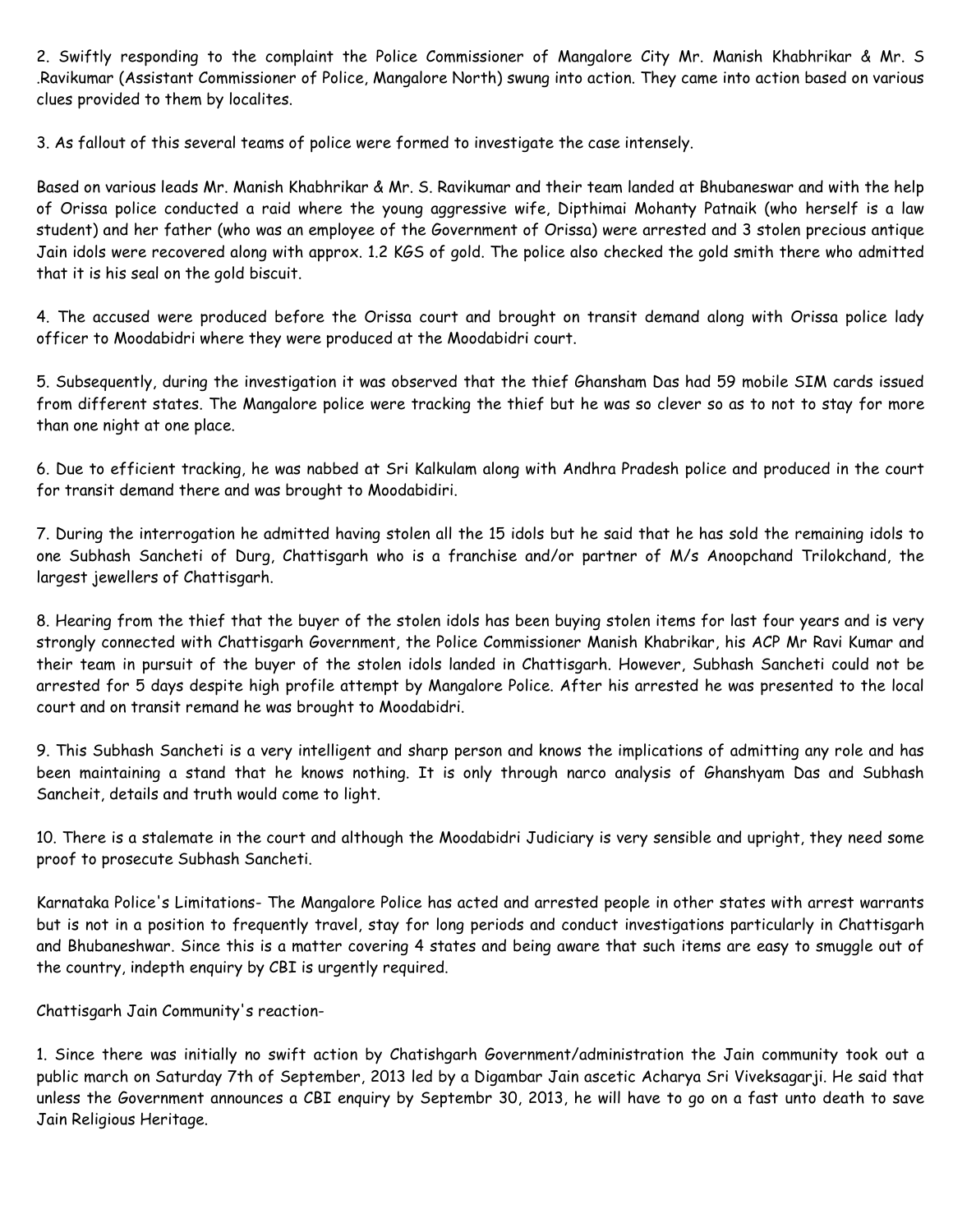2. Swiftly responding to the complaint the Police Commissioner of Mangalore City Mr. Manish Khabhrikar & Mr. S .Ravikumar (Assistant Commissioner of Police, Mangalore North) swung into action. They came into action based on various clues provided to them by localites.

3. As fallout of this several teams of police were formed to investigate the case intensely.

Based on various leads Mr. Manish Khabhrikar & Mr. S. Ravikumar and their team landed at Bhubaneswar and with the help of Orissa police conducted a raid where the young aggressive wife, Dipthimai Mohanty Patnaik (who herself is a law student) and her father (who was an employee of the Government of Orissa) were arrested and 3 stolen precious antique Jain idols were recovered along with approx. 1.2 KGS of gold. The police also checked the gold smith there who admitted that it is his seal on the gold biscuit.

4. The accused were produced before the Orissa court and brought on transit demand along with Orissa police lady officer to Moodabidri where they were produced at the Moodabidri court.

5. Subsequently, during the investigation it was observed that the thief Ghansham Das had 59 mobile SIM cards issued from different states. The Mangalore police were tracking the thief but he was so clever so as to not to stay for more than one night at one place.

6. Due to efficient tracking, he was nabbed at Sri Kalkulam along with Andhra Pradesh police and produced in the court for transit demand there and was brought to Moodabidiri.

7. During the interrogation he admitted having stolen all the 15 idols but he said that he has sold the remaining idols to one Subhash Sancheti of Durg, Chattisgarh who is a franchise and/or partner of M/s Anoopchand Trilokchand, the largest jewellers of Chattisgarh.

8. Hearing from the thief that the buyer of the stolen idols has been buying stolen items for last four years and is very strongly connected with Chattisgarh Government, the Police Commissioner Manish Khabrikar, his ACP Mr Ravi Kumar and their team in pursuit of the buyer of the stolen idols landed in Chattisgarh. However, Subhash Sancheti could not be arrested for 5 days despite high profile attempt by Mangalore Police. After his arrested he was presented to the local court and on transit remand he was brought to Moodabidri.

9. This Subhash Sancheti is a very intelligent and sharp person and knows the implications of admitting any role and has been maintaining a stand that he knows nothing. It is only through narco analysis of Ghanshyam Das and Subhash Sancheit, details and truth would come to light.

10. There is a stalemate in the court and although the Moodabidri Judiciary is very sensible and upright, they need some proof to prosecute Subhash Sancheti.

Karnataka Police's Limitations- The Mangalore Police has acted and arrested people in other states with arrest warrants but is not in a position to frequently travel, stay for long periods and conduct investigations particularly in Chattisgarh and Bhubaneshwar. Since this is a matter covering 4 states and being aware that such items are easy to smuggle out of the country, indepth enquiry by CBI is urgently required.

Chattisgarh Jain Community's reaction-

1. Since there was initially no swift action by Chatishgarh Government/administration the Jain community took out a public march on Saturday 7th of September, 2013 led by a Digambar Jain ascetic Acharya Sri Viveksagarji. He said that unless the Government announces a CBI enquiry by Septembr 30, 2013, he will have to go on a fast unto death to save Jain Religious Heritage.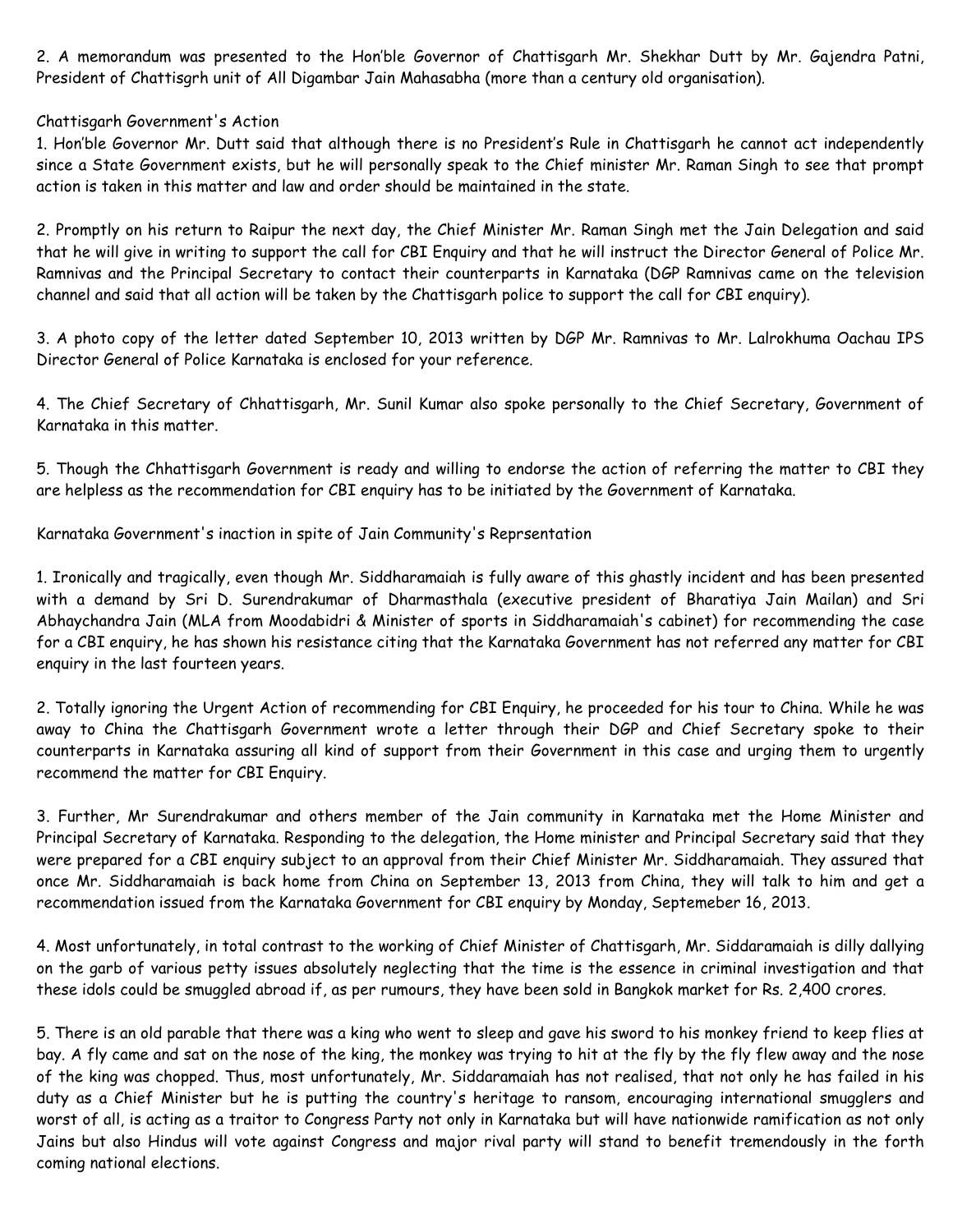2. A memorandum was presented to the Hon'ble Governor of Chattisgarh Mr. Shekhar Dutt by Mr. Gajendra Patni, President of Chattisgrh unit of All Digambar Jain Mahasabha (more than a century old organisation).

Chattisgarh Government's Action

1. Hon'ble Governor Mr. Dutt said that although there is no President's Rule in Chattisgarh he cannot act independently since a State Government exists, but he will personally speak to the Chief minister Mr. Raman Singh to see that prompt action is taken in this matter and law and order should be maintained in the state.

2. Promptly on his return to Raipur the next day, the Chief Minister Mr. Raman Singh met the Jain Delegation and said that he will give in writing to support the call for CBI Enquiry and that he will instruct the Director General of Police Mr. Ramnivas and the Principal Secretary to contact their counterparts in Karnataka (DGP Ramnivas came on the television channel and said that all action will be taken by the Chattisgarh police to support the call for CBI enquiry).

3. A photo copy of the letter dated September 10, 2013 written by DGP Mr. Ramnivas to Mr. Lalrokhuma Oachau IPS Director General of Police Karnataka is enclosed for your reference.

4. The Chief Secretary of Chhattisgarh, Mr. Sunil Kumar also spoke personally to the Chief Secretary, Government of Karnataka in this matter.

5. Though the Chhattisgarh Government is ready and willing to endorse the action of referring the matter to CBI they are helpless as the recommendation for CBI enquiry has to be initiated by the Government of Karnataka.

Karnataka Government's inaction in spite of Jain Community's Reprsentation

1. Ironically and tragically, even though Mr. Siddharamaiah is fully aware of this ghastly incident and has been presented with a demand by Sri D. Surendrakumar of Dharmasthala (executive president of Bharatiya Jain Mailan) and Sri Abhaychandra Jain (MLA from Moodabidri & Minister of sports in Siddharamaiah's cabinet) for recommending the case for a CBI enquiry, he has shown his resistance citing that the Karnataka Government has not referred any matter for CBI enquiry in the last fourteen years.

2. Totally ignoring the Urgent Action of recommending for CBI Enquiry, he proceeded for his tour to China. While he was away to China the Chattisgarh Government wrote a letter through their DGP and Chief Secretary spoke to their counterparts in Karnataka assuring all kind of support from their Government in this case and urging them to urgently recommend the matter for CBI Enquiry.

3. Further, Mr Surendrakumar and others member of the Jain community in Karnataka met the Home Minister and Principal Secretary of Karnataka. Responding to the delegation, the Home minister and Principal Secretary said that they were prepared for a CBI enquiry subject to an approval from their Chief Minister Mr. Siddharamaiah. They assured that once Mr. Siddharamaiah is back home from China on September 13, 2013 from China, they will talk to him and get a recommendation issued from the Karnataka Government for CBI enquiry by Monday, Septemeber 16, 2013.

4. Most unfortunately, in total contrast to the working of Chief Minister of Chattisgarh, Mr. Siddaramaiah is dilly dallying on the garb of various petty issues absolutely neglecting that the time is the essence in criminal investigation and that these idols could be smuggled abroad if, as per rumours, they have been sold in Bangkok market for Rs. 2,400 crores.

5. There is an old parable that there was a king who went to sleep and gave his sword to his monkey friend to keep flies at bay. A fly came and sat on the nose of the king, the monkey was trying to hit at the fly by the fly flew away and the nose of the king was chopped. Thus, most unfortunately, Mr. Siddaramaiah has not realised, that not only he has failed in his duty as a Chief Minister but he is putting the country's heritage to ransom, encouraging international smugglers and worst of all, is acting as a traitor to Congress Party not only in Karnataka but will have nationwide ramification as not only Jains but also Hindus will vote against Congress and major rival party will stand to benefit tremendously in the forth coming national elections.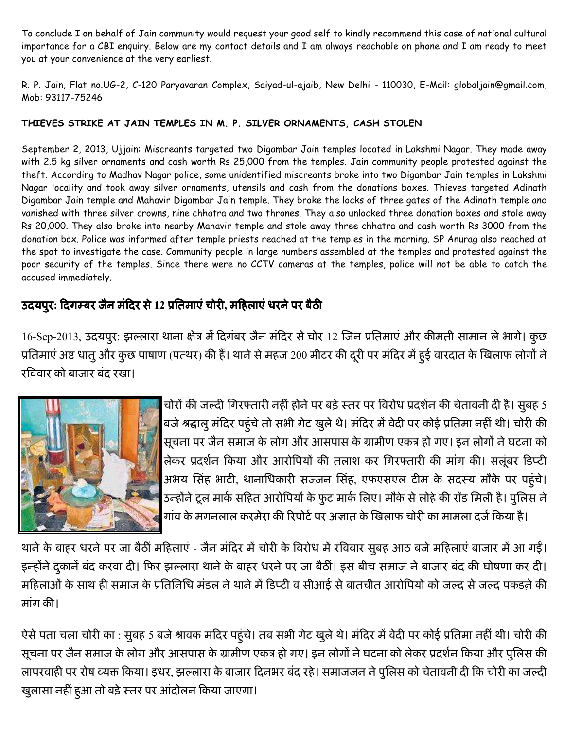To conclude I on behalf of Jain community would request your good self to kindly recommend this case of national cultural importance for a CBI enquiry. Below are my contact details and I am always reachable on phone and I am ready to meet you at your convenience at the very earliest.

R. P. Jain, Flat no.UG-2, C-120 Paryavaran Complex, Saiyad-ul-ajaib, New Delhi - 110030, E-Mail: globaljain@gmail.com, Mob: 93117-75246

**THIEVES STRIKE AT JAIN TEMPLES IN M. P. SILVER ORNAMENTS, CASH STOLEN**

September 2, 2013, Ujjain: Miscreants targeted two Digambar Jain temples located in Lakshmi Nagar. They made away with 2.5 kg silver ornaments and cash worth Rs 25,000 from the temples. Jain community people protested against the theft. According to Madhav Nagar police, some unidentified miscreants broke into two Digambar Jain temples in Lakshmi Nagar locality and took away silver ornaments, utensils and cash from the donations boxes. Thieves targeted Adinath Digambar Jain temple and Mahavir Digambar Jain temple. They broke the locks of three gates of the Adinath temple and vanished with three silver crowns, nine chhatra and two thrones. They also unlocked three donation boxes and stole away Rs 20,000. They also broke into nearby Mahavir temple and stole away three chhatra and cash worth Rs 3000 from the donation box. Police was informed after temple priests reached at the temples in the morning. SP Anurag also reached at the spot to investigate the case. Community people in large numbers assembled at the temples and protested against the poor security of the temples. Since there were no CCTV cameras at the temples, police will not be able to catch the accused immediately.

## उदयपुरः दिगम्बर जैन मंदिर से 12 प्रतिमाएं चोरी, महिलाएं धरने पर बैठी

16-Sep-2013, उदयपुर: झल्लारा थाना क्षेत्र में दिगंबर जैन मंदिर से चोर 12 जिन प्रतिमाएं और कीमती सामान ले भागे। कुछ प्रतिमाएं अष्ट धातु और कुछ पाषाण (पत्थर) की हैं। थाने से महज 200 मीटर की दूरी पर मंदिर में हुई वारदात के खिलाफ लोगों ने रविवार को बाजार बंद रखा।

चोरों की जल्दी गिरफ्तारी नहीं होने पर बड़े स्तर पर विरोध प्रदर्शन की चेतावनी दी है। सुबह 5 बजे श्रद्धालु मंदिर पहुंचे तो सभी गेट खुले थे। मंदिर में वेदी पर कोई प्रतिमा नहीं थी। चोरी की सूचना पर जैन समाज के लोग और आसपास के ग्रामीण एकत्र हो गए। इन लोगों ने घटना को लेकर प्रदर्शन किया और आरोपियों की तलाश कर गिरफ्तारी की मांग की। सलूंबर डिप्टी अभय सिंह भाटी, थानाधिकारी सज्जन सिंह, एफएसएल टीम के सदस्य मौके पर पहुंचे। उन्होंने टूल मार्क सहित आरोपियों के फुट मार्क लिए। मौके से लोहे की रॉड मिली है। पुलिस ने गांव के मगनलाल करमेरा की रिपोर्ट पर अज्ञात के खिलाफ चोरी का मामला दर्ज किया है।

थाने के बाहर धरने पर जा बैठीं महिलाएं - जैन मंदिर में चोरी के विरोध में रविवार सुबह आठ बजे महिलाएं बाजार में आ गईं। इन्होंने दुकानें बंद करवा दी। फिर झल्लारा थाने के बाहर धरने पर जा बैठीं। इस बीच समाज ने बाजार बंद की घोषणा कर दी। महिलाओं के साथ ही समाज के प्रतिनिधि मंडल ने थाने में डिप्टी व सीआई से बातचीत आरोपियों को जल्द से जल्द पकड़ने की मांग की।

ऐसे पता चला चोरी का : सुबह 5 बजे श्रावक मंदिर पहुंचे। तब सभी गेट खुले थे। मंदिर में वेदी पर कोई प्रतिमा नहीं थी। चोरी की सूचना पर जैन समाज के लोग और आसपास के ग्रामीण एकत्र हो गए। इन लोगों ने घटना को लेकर प्रदर्शन किया और पुलिस की लापरवाही पर रोष व्यक्त किया। इधर, झल्लारा के बाजार दिनभर बंद रहे। समाजजन ने पुलिस को चेतावनी दी कि चोरी का जल्दी खुलासा नहीं हुआ तो बड़े स्तर पर आंदोलन किया जाएगा।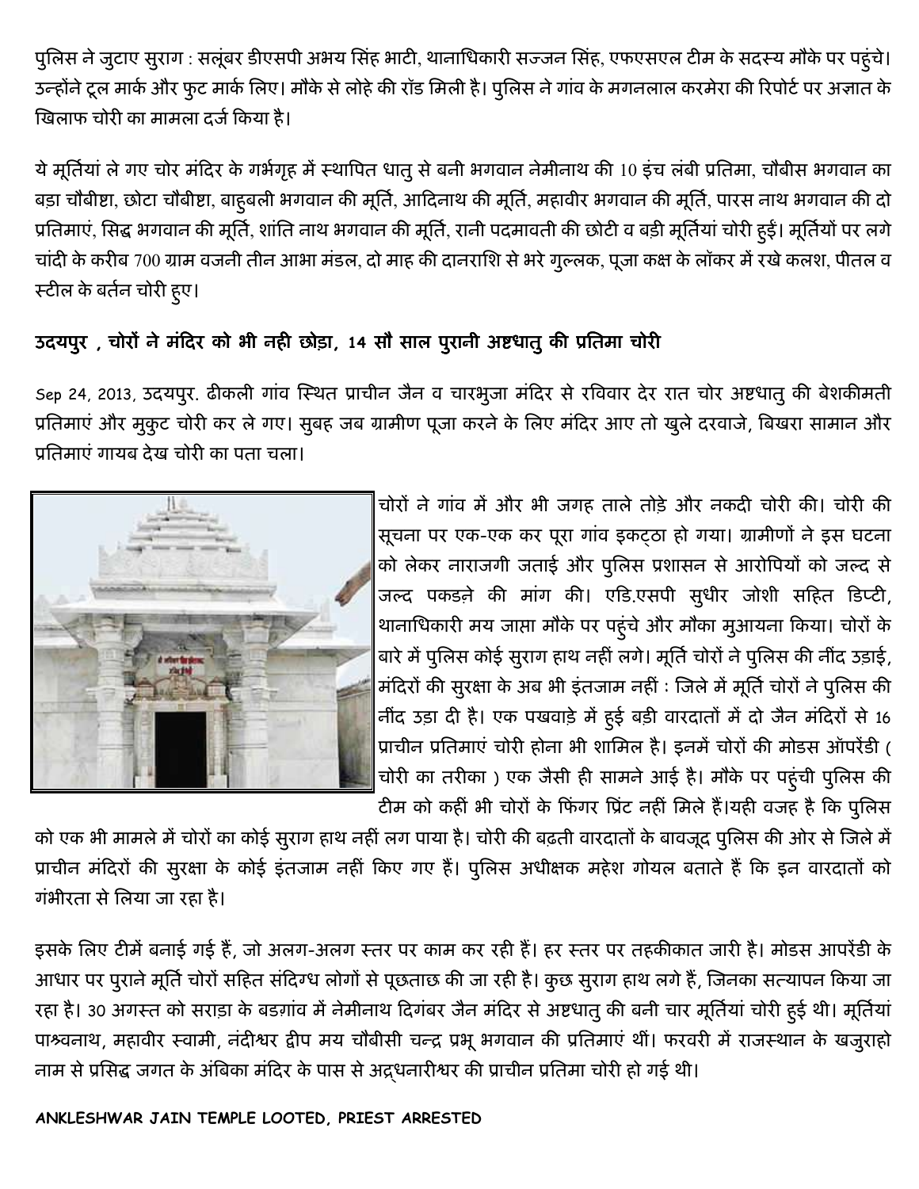पुलिस ने जुटाए सुराग : सलूंबर डीएसपी अभय सिंह भाटी, थानाधिकारी सज्जन सिंह, एफएसएल टीम के सदस्य मौके पर पहुंचे। उन्होंने टूल मार्क और फुट मार्क लिए। मौके से लोहे की रॉड मिली है। पुलिस ने गांव के मगनलाल करमेरा की रिपोर्ट पर अज्ञात के खिलाफ चोरी का मामला दर्ज किया है।

ये मूर्तियां ले गए चोर मंदिर के गर्भगृह में स्थापित धातु से बनी भगवान नेमीनाथ की 10 इंच लंबी प्रतिमा, चौबीस भगवान का बड़ा चौबीष्टा, छोटा चौबीष्टा, बाहुबली भगवान की मूर्ति, आदिनाथ की मूर्ति, महावीर भगवान की मूर्ति, पारस नाथ भगवान की दो प्रतिमाएं, सिद्ध भगवान की मूर्ति, शांति नाथ भगवान की मूर्ति, रानी पदमावती की छोटी व बड़ी मूर्तियां चोरी हुई। मूर्तियों पर लगे चांदी के करीब 700 ग्राम वजनी तीन आभा मंडल, दो माह की दानराशि से भरे गुल्लक, पूजा कक्ष के लॉकर में रखे कलश, पीतल व स्टील के बर्तन चोरी हुए।

**उदयपुर , चोरों ने मंदिर को भी नही छोड़ा, 14 सौ साल पुरानी अष्टधातु की प्रतिमा चोरी**

Sep 24, 2013, उदयपुर. ढीकली गांव स्थित प्राचीन जैन व चारभुजा मंदिर से रविवार देर रात चोर अष्टधातु की बेशकीमती प्रतिमाएं और मुकुट चोरी कर ले गए। सुबह जब ग्रामीण पूजा करने के लिए मंदिर आए तो खुले दरवाजे, बिखरा सामान और प्रतिमाएं गायब देख चोरी का पता चला।

चोरों ने गांव में और भी जगह ताले तोड़े और नकदी चोरी की। चोरी की सूचना पर एक-एक कर पूरा गांव इकट्ठा हो गया। ग्रामीणों ने इस घटना को लेकर नाराजगी जताई और पुलिस प्रशासन से आरोपियों को जल्द से जल्द पकड़ने की मांग की। एडि.एसपी सुधीर जोशी सहित डिप्टी, थानाधिकारी मय जाप्ता मौके पर पहुंचे और मौका मुआयना किया। चोरों के बारे में पुलिस कोई सुराग हाथ नहीं लगे। मूर्ति चोरों ने पुलिस की नींद उड़ाई, मंदिरों की सुरक्षा के अब भी इंतजाम नहीं : जिले में मूर्ति चोरों ने पुलिस की नींद उड़ा दी है। एक पखवाड़े में हुई बड़ी वारदातों में दो जैन मंदिरों से 16 प्राचीन प्रतिमाएं चोरी होना भी शामिल है। इनमें चोरों की मोडस ऑपरेंडी ( चोरी का तरीका ) एक जैसी ही सामने आई है। मौके पर पहुंची पुलिस की टीम को कहीं भी चोरों के फिंगर प्रिंट नहीं मिले हैं।यही वजह है कि पुलिस को एक भी मामले में चोरों का कोई सुराग हाथ नहीं लग पाया है। चोरी की बढ़ती वारदातों के बावजूद पुलिस की ओर से जिले में प्राचीन मंदिरों की सुरक्षा के कोई इंतजाम नहीं किए गए हैं। पुलिस अधीक्षक महेश गोयल बताते हैं कि इन वारदातों को गंभीरता से लिया जा रहा है।

इसके लिए टीमें बनाई गई हैं, जो अलग-अलग स्तर पर काम कर रही हैं। हर स्तर पर तहकीकात जारी है। मोडस आपरेंडी के आधार पर पुराने मूर्ति चोरों सहित संदिग्ध लोगों से पूछताछ की जा रही है। कुछ सुराग हाथ लगे हैं, जिनका सत्यापन किया जा रहा है। 30 अगस्त को सराड़ा के बडग़ांव में नेमीनाथ दिगंबर जैन मंदिर से अष्टधातु की बनी चार मूर्तियां चोरी हुई थी। मूर्तियां पाश्र्वनाथ, महावीर स्वामी, नंदीश्वर द्वीप मय चौबीसी चन्द्र प्रभू भगवान की प्रतिमाएं थीं। फरवरी में राजस्थान के खजुराहो नाम से प्रसिद्ध जगत के अंबिका मंदिर के पास से अद्र्धनारीश्वर की प्राचीन प्रतिमा चोरी हो गई थी।

**ANKLESHWAR JAIN TEMPLE LOOTED, PRIEST ARRESTED**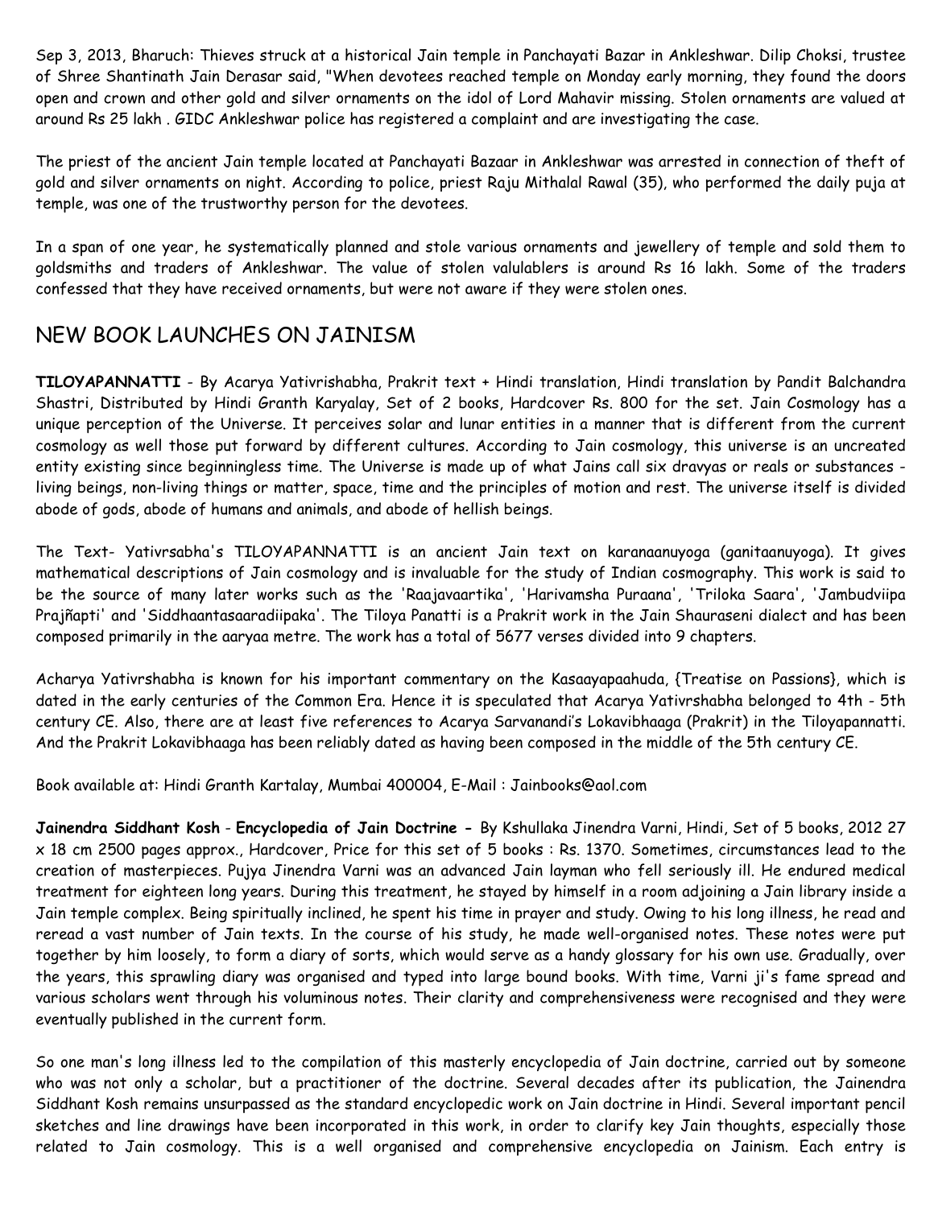Sep 3, 2013, Bharuch: Thieves struck at a historical Jain temple in Panchayati Bazar in Ankleshwar. Dilip Choksi, trustee of Shree Shantinath Jain Derasar said, "When devotees reached temple on Monday early morning, they found the doors open and crown and other gold and silver ornaments on the idol of Lord Mahavir missing. Stolen ornaments are valued at around Rs 25 lakh . GIDC Ankleshwar police has registered a complaint and are investigating the case.

The priest of the ancient Jain temple located at Panchayati Bazaar in Ankleshwar was arrested in connection of theft of gold and silver ornaments on night. According to police, priest Raju Mithalal Rawal (35), who performed the daily puja at temple, was one of the trustworthy person for the devotees.

In a span of one year, he systematically planned and stole various ornaments and jewellery of temple and sold them to goldsmiths and traders of Ankleshwar. The value of stolen valulablers is around Rs 16 lakh. Some of the traders confessed that they have received ornaments, but were not aware if they were stolen ones.

## NEW BOOK LAUNCHES ON JAINISM

**TILOYAPANNATTI** - By Acarya Yativrishabha, Prakrit text + Hindi translation, Hindi translation by Pandit Balchandra Shastri, Distributed by Hindi Granth Karyalay, Set of 2 books, Hardcover Rs. 800 for the set. Jain Cosmology has a unique perception of the Universe. It perceives solar and lunar entities in a manner that is different from the current cosmology as well those put forward by different cultures. According to Jain cosmology, this universe is an uncreated entity existing since beginningless time. The Universe is made up of what Jains call six dravyas or reals or substances - living beings, non-living things or matter, space, time and the principles of motion and rest. The universe itself is divided abode of gods, abode of humans and animals, and abode of hellish beings.

The Text- Yativrsabha's TILOYAPANNATTI is an ancient Jain text on karanaanuyoga (ganitaanuyoga). It gives mathematical descriptions of Jain cosmology and is invaluable for the study of Indian cosmography. This work is said to be the source of many later works such as the 'Raajavaartika', 'Harivamsha Puraana', 'Triloka Saara', 'Jambudviipa Prajñapti' and 'Siddhaantasaaradiipaka'. The Tiloya Panatti is a Prakrit work in the Jain Shauraseni dialect and has been composed primarily in the aaryaa metre. The work has a total of 5677 verses divided into 9 chapters.

Acharya Yativrshabha is known for his important commentary on the Kasaayapaahuda, {Treatise on Passions}, which is dated in the early centuries of the Common Era. Hence it is speculated that Acarya Yativrshabha belonged to 4th - 5th century CE. Also, there are at least five references to Acarya Sarvanandi's Lokavibhaaga (Prakrit) in the Tiloyapannatti. And the Prakrit Lokavibhaaga has been reliably dated as having been composed in the middle of the 5th century CE.

Book available at: Hindi Granth Kartalay, Mumbai 400004, E-Mail : Jainbooks@aol.com

**Jainendra Siddhant Kosh** - **Encyclopedia of Jain Doctrine -** By Kshullaka Jinendra Varni, Hindi, Set of 5 books, 2012 27 x 18 cm 2500 pages approx., Hardcover, Price for this set of 5 books : Rs. 1370. Sometimes, circumstances lead to the creation of masterpieces. Pujya Jinendra Varni was an advanced Jain layman who fell seriously ill. He endured medical treatment for eighteen long years. During this treatment, he stayed by himself in a room adjoining a Jain library inside a Jain temple complex. Being spiritually inclined, he spent his time in prayer and study. Owing to his long illness, he read and reread a vast number of Jain texts. In the course of his study, he made well-organised notes. These notes were put together by him loosely, to form a diary of sorts, which would serve as a handy glossary for his own use. Gradually, over the years, this sprawling diary was organised and typed into large bound books. With time, Varni ji's fame spread and various scholars went through his voluminous notes. Their clarity and comprehensiveness were recognised and they were eventually published in the current form.

So one man's long illness led to the compilation of this masterly encyclopedia of Jain doctrine, carried out by someone who was not only a scholar, but a practitioner of the doctrine. Several decades after its publication, the Jainendra Siddhant Kosh remains unsurpassed as the standard encyclopedic work on Jain doctrine in Hindi. Several important pencil sketches and line drawings have been incorporated in this work, in order to clarify key Jain thoughts, especially those related to Jain cosmology. This is a well organised and comprehensive encyclopedia on Jainism. Each entry is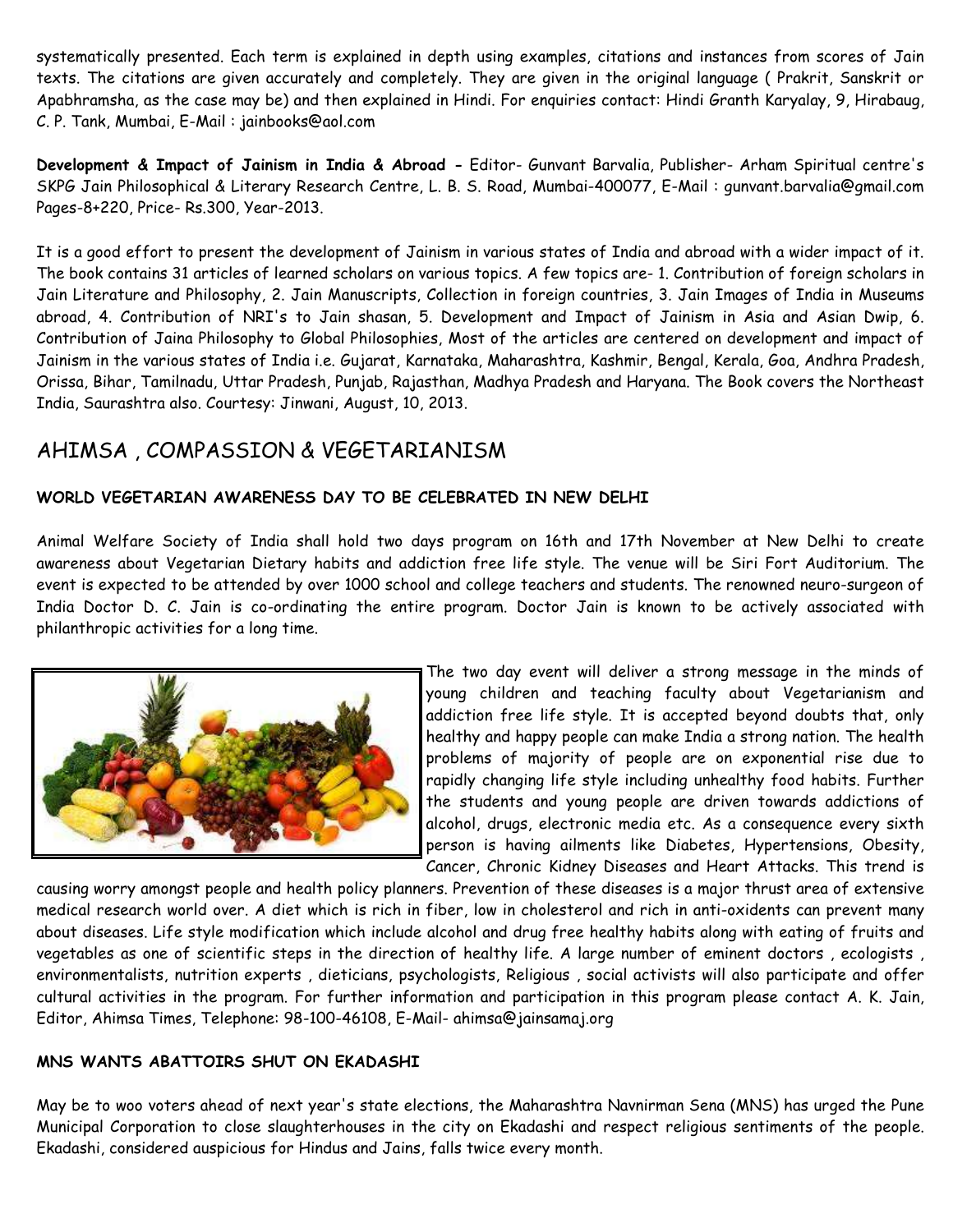systematically presented. Each term is explained in depth using examples, citations and instances from scores of Jain texts. The citations are given accurately and completely. They are given in the original language ( Prakrit, Sanskrit or Apabhramsha, as the case may be) and then explained in Hindi. For enquiries contact: Hindi Granth Karyalay, 9, Hirabaug, C. P. Tank, Mumbai, E-Mail : jainbooks@aol.com

**Development & Impact of Jainism in India & Abroad -** Editor- Gunvant Barvalia, Publisher- Arham Spiritual centre's SKPG Jain Philosophical & Literary Research Centre, L. B. S. Road, Mumbai-400077, E-Mail : gunvant.barvalia@gmail.com Pages-8+220, Price- Rs.300, Year-2013.

It is a good effort to present the development of Jainism in various states of India and abroad with a wider impact of it. The book contains 31 articles of learned scholars on various topics. A few topics are- 1. Contribution of foreign scholars in Jain Literature and Philosophy, 2. Jain Manuscripts, Collection in foreign countries, 3. Jain Images of India in Museums abroad, 4. Contribution of NRI's to Jain shasan, 5. Development and Impact of Jainism in Asia and Asian Dwip, 6. Contribution of Jaina Philosophy to Global Philosophies, Most of the articles are centered on development and impact of Jainism in the various states of India i.e. Gujarat, Karnataka, Maharashtra, Kashmir, Bengal, Kerala, Goa, Andhra Pradesh, Orissa, Bihar, Tamilnadu, Uttar Pradesh, Punjab, Rajasthan, Madhya Pradesh and Haryana. The Book covers the Northeast India, Saurashtra also. Courtesy: Jinwani, August, 10, 2013.

## AHIMSA , COMPASSION & VEGETARIANISM

### WORLD VEGETARIAN AWARENESS DAY TO BE CELEBRATED IN NEW DELHI

Animal Welfare Society of India shall hold two days program on 16th and 17th November at New Delhi to create awareness about Vegetarian Dietary habits and addiction free life style. The venue will be Siri Fort Auditorium. The event is expected to be attended by over 1000 school and college teachers and students. The renowned neuro-surgeon of India Doctor D. C. Jain is co-ordinating the entire program. Doctor Jain is known to be actively associated with philanthropic activities for a long time.

The two day event will deliver a strong message in the minds of young children and teaching faculty about Vegetarianism and addiction free life style. It is accepted beyond doubts that, only healthy and happy people can make India a strong nation. The health problems of majority of people are on exponential rise due to rapidly changing life style including unhealthy food habits. Further the students and young people are driven towards addictions of alcohol, drugs, electronic media etc. As a consequence every sixth person is having ailments like Diabetes, Hypertensions, Obesity, Cancer, Chronic Kidney Diseases and Heart Attacks. This trend is causing worry amongst people and health policy planners. Prevention of these diseases is a major thrust area of extensive medical research world over. A diet which is rich in fiber, low in cholesterol and rich in anti-oxidents can prevent many about diseases. Life style modification which include alcohol and drug free healthy habits along with eating of fruits and vegetables as one of scientific steps in the direction of healthy life. A large number of eminent doctors , ecologists , environmentalists, nutrition experts , dieticians, psychologists, Religious , social activists will also participate and offer cultural activities in the program. For further information and participation in this program please contact A. K. Jain, Editor, Ahimsa Times, Telephone: 98-100-46108, E-Mail- ahimsa@jainsamaj.org

### MNS WANTS ABATTOIRS SHUT ON EKADASHI

May be to woo voters ahead of next year's state elections, the Maharashtra Navnirman Sena (MNS) has urged the Pune Municipal Corporation to close slaughterhouses in the city on Ekadashi and respect religious sentiments of the people. Ekadashi, considered auspicious for Hindus and Jains, falls twice every month.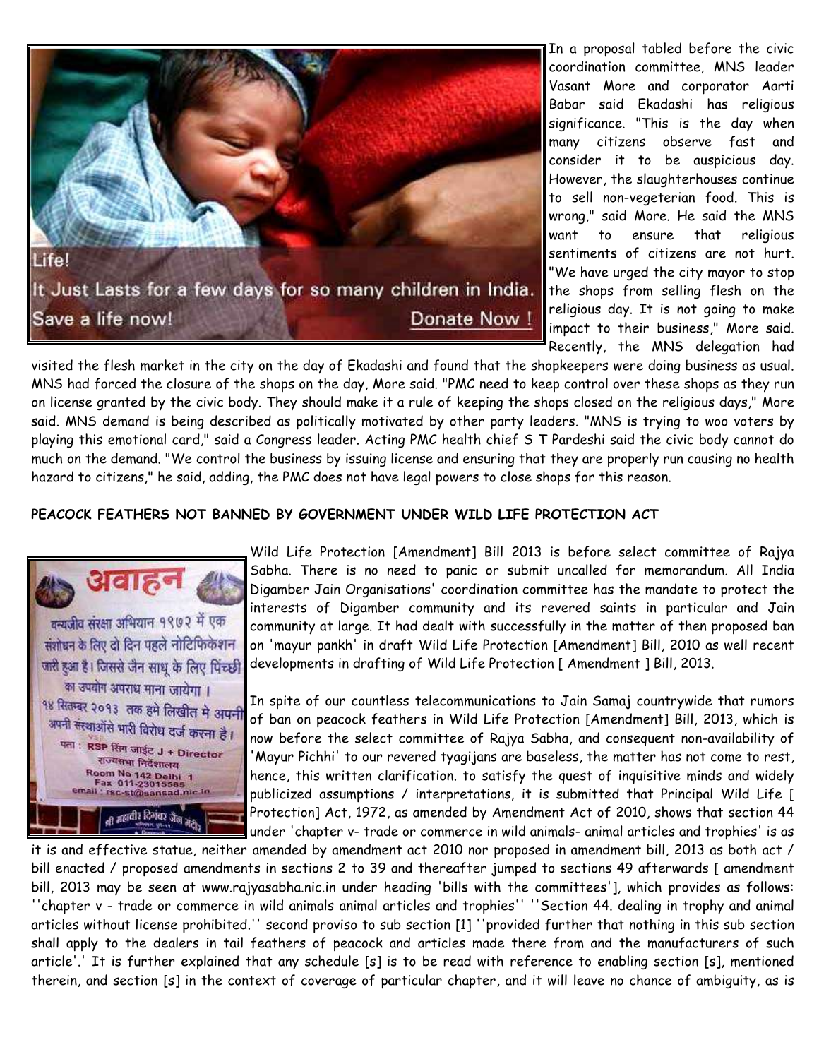In a proposal tabled before the civic coordination committee, MNS leader Vasant More and corporator Aarti Babar said Ekadashi has religious significance. "This is the day when many citizens observe fast and consider it to be auspicious day. However, the slaughterhouses continue to sell non-vegeterian food. This is wrong," said More. He said the MNS want to ensure that religious sentiments of citizens are not hurt. "We have urged the city mayor to stop the shops from selling flesh on the religious day. It is not going to make impact to their business," More said. Recently, the MNS delegation had visited the flesh market in the city on the day of Ekadashi and found that the shopkeepers were doing business as usual. MNS had forced the closure of the shops on the day, More said. "PMC need to keep control over these shops as they run on license granted by the civic body. They should make it a rule of keeping the shops closed on the religious days," More said. MNS demand is being described as politically motivated by other party leaders. "MNS is trying to woo voters by playing this emotional card," said a Congress leader. Acting PMC health chief S T Pardeshi said the civic body cannot do much on the demand. "We control the business by issuing license and ensuring that they are properly run causing no health hazard to citizens," he said, adding, the PMC does not have legal powers to close shops for this reason.

**PEACOCK FEATHERS NOT BANNED BY GOVERNMENT UNDER WILD LIFE PROTECTION ACT**

Wild Life Protection [Amendment] Bill 2013 is before select committee of Rajya Sabha. There is no need to panic or submit uncalled for memorandum. All India Digamber Jain Organisations' coordination committee has the mandate to protect the interests of Digamber community and its revered saints in particular and Jain community at large. It had dealt with successfully in the matter of then proposed ban on 'mayur pankh' in draft Wild Life Protection [Amendment] Bill, 2010 as well recent developments in drafting of Wild Life Protection [ Amendment ] Bill, 2013.

In spite of our countless telecommunications to Jain Samaj countrywide that rumors of ban on peacock feathers in Wild Life Protection [Amendment] Bill, 2013, which is now before the select committee of Rajya Sabha, and consequent non-availability of 'Mayur Pichhi' to our revered tyagijans are baseless, the matter has not come to rest, hence, this written clarification. to satisfy the quest of inquisitive minds and widely publicized assumptions / interpretations, it is submitted that Principal Wild Life [ Protection] Act, 1972, as amended by Amendment Act of 2010, shows that section 44 under 'chapter v- trade or commerce in wild animals- animal articles and trophies' is as it is and effective statue, neither amended by amendment act 2010 nor proposed in amendment bill, 2013 as both act / bill enacted / proposed amendments in sections 2 to 39 and thereafter jumped to sections 49 afterwards [ amendment bill, 2013 may be seen at www.rajyasabha.nic.in under heading 'bills with the committees'], which provides as follows: ''chapter v - trade or commerce in wild animals animal articles and trophies'' ''Section 44. dealing in trophy and animal articles without license prohibited.'' second proviso to sub section [1] ''provided further that nothing in this sub section shall apply to the dealers in tail feathers of peacock and articles made there from and the manufacturers of such article'.' It is further explained that any schedule [s] is to be read with reference to enabling section [s], mentioned therein, and section [s] in the context of coverage of particular chapter, and it will leave no chance of ambiguity, as is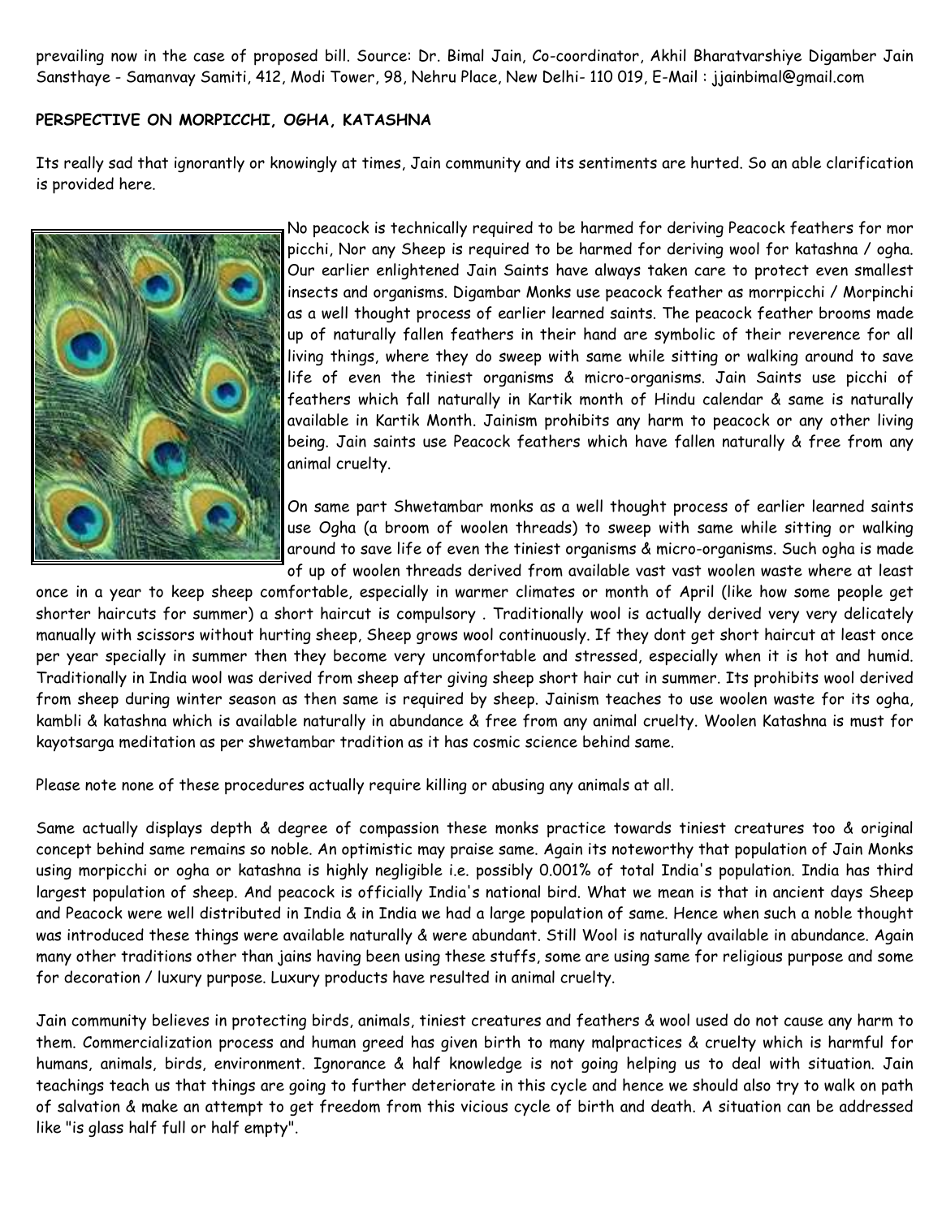prevailing now in the case of proposed bill. Source: Dr. Bimal Jain, Co-coordinator, Akhil Bharatvarshiye Digamber Jain Sansthaye - Samanvay Samiti, 412, Modi Tower, 98, Nehru Place, New Delhi- 110 019, E-Mail : jjainbimal@gmail.com

**PERSPECTIVE ON MORPICCHI, OGHA, KATASHNA**

Its really sad that ignorantly or knowingly at times, Jain community and its sentiments are hurted. So an able clarification is provided here.

No peacock is technically required to be harmed for deriving Peacock feathers for mor picchi, Nor any Sheep is required to be harmed for deriving wool for katashna / ogha. Our earlier enlightened Jain Saints have always taken care to protect even smallest insects and organisms. Digambar Monks use peacock feather as morrpicchi / Morpinchi as a well thought process of earlier learned saints. The peacock feather brooms made up of naturally fallen feathers in their hand are symbolic of their reverence for all living things, where they do sweep with same while sitting or walking around to save life of even the tiniest organisms & micro-organisms. Jain Saints use picchi of feathers which fall naturally in Kartik month of Hindu calendar & same is naturally available in Kartik Month. Jainism prohibits any harm to peacock or any other living being. Jain saints use Peacock feathers which have fallen naturally & free from any animal cruelty.

On same part Shwetambar monks as a well thought process of earlier learned saints use Ogha (a broom of woolen threads) to sweep with same while sitting or walking around to save life of even the tiniest organisms & micro-organisms. Such ogha is made of up of woolen threads derived from available vast vast woolen waste where at least once in a year to keep sheep comfortable, especially in warmer climates or month of April (like how some people get shorter haircuts for summer) a short haircut is compulsory . Traditionally wool is actually derived very very delicately manually with scissors without hurting sheep, Sheep grows wool continuously. If they dont get short haircut at least once per year specially in summer then they become very uncomfortable and stressed, especially when it is hot and humid. Traditionally in India wool was derived from sheep after giving sheep short hair cut in summer. Its prohibits wool derived from sheep during winter season as then same is required by sheep. Jainism teaches to use woolen waste for its ogha, kambli & katashna which is available naturally in abundance & free from any animal cruelty. Woolen Katashna is must for kayotsarga meditation as per shwetambar tradition as it has cosmic science behind same.

Please note none of these procedures actually require killing or abusing any animals at all.

Same actually displays depth & degree of compassion these monks practice towards tiniest creatures too & original concept behind same remains so noble. An optimistic may praise same. Again its noteworthy that population of Jain Monks using morpicchi or ogha or katashna is highly negligible i.e. possibly 0.001% of total India's population. India has third largest population of sheep. And peacock is officially India's national bird. What we mean is that in ancient days Sheep and Peacock were well distributed in India & in India we had a large population of same. Hence when such a noble thought was introduced these things were available naturally & were abundant. Still Wool is naturally available in abundance. Again many other traditions other than jains having been using these stuffs, some are using same for religious purpose and some for decoration / luxury purpose. Luxury products have resulted in animal cruelty.

Jain community believes in protecting birds, animals, tiniest creatures and feathers & wool used do not cause any harm to them. Commercialization process and human greed has given birth to many malpractices & cruelty which is harmful for humans, animals, birds, environment. Ignorance & half knowledge is not going helping us to deal with situation. Jain teachings teach us that things are going to further deteriorate in this cycle and hence we should also try to walk on path of salvation & make an attempt to get freedom from this vicious cycle of birth and death. A situation can be addressed like "is glass half full or half empty".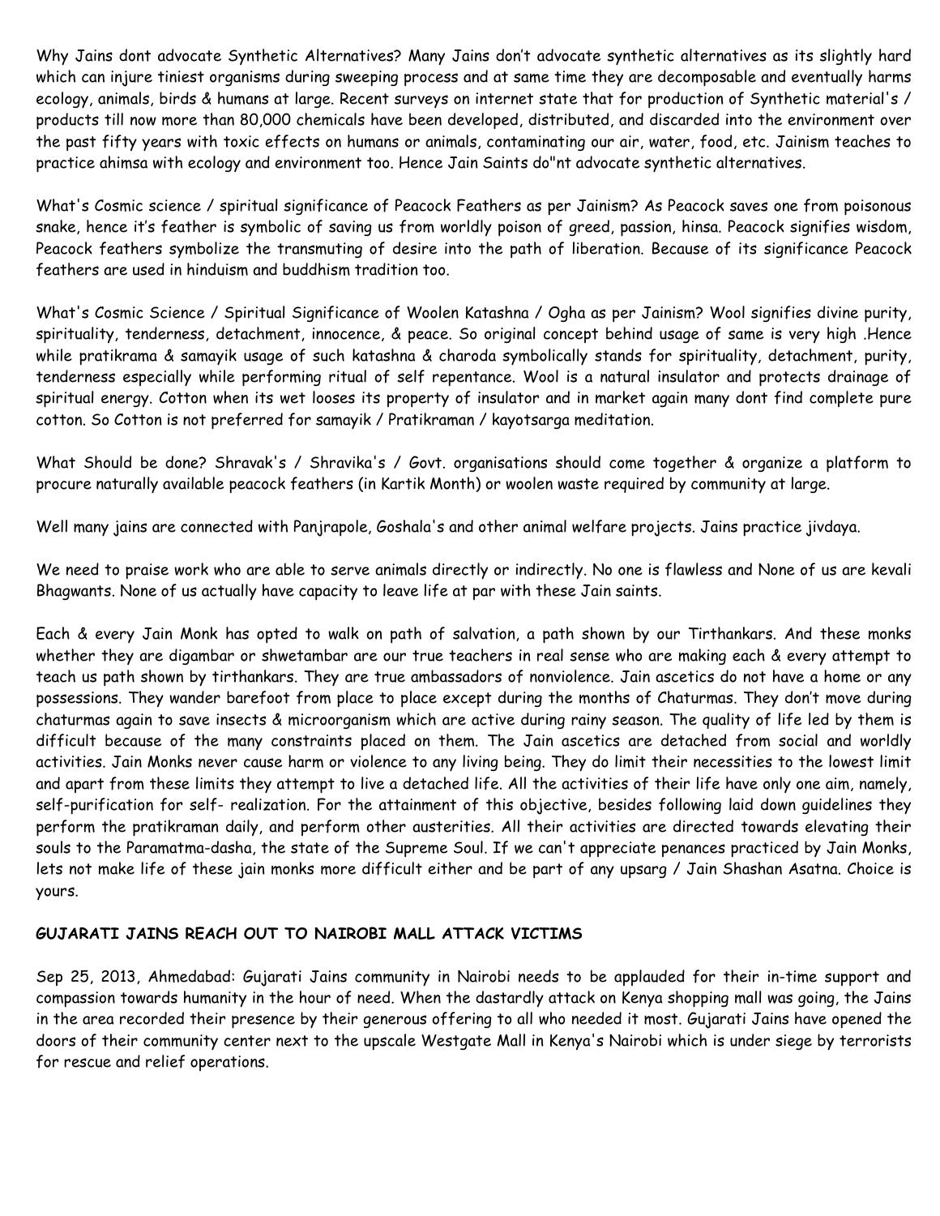Why Jains dont advocate Synthetic Alternatives? Many Jains don't advocate synthetic alternatives as its slightly hard which can injure tiniest organisms during sweeping process and at same time they are decomposable and eventually harms ecology, animals, birds & humans at large. Recent surveys on internet state that for production of Synthetic material's / products till now more than 80,000 chemicals have been developed, distributed, and discarded into the environment over the past fifty years with toxic effects on humans or animals, contaminating our air, water, food, etc. Jainism teaches to practice ahimsa with ecology and environment too. Hence Jain Saints do"nt advocate synthetic alternatives.

What's Cosmic science / spiritual significance of Peacock Feathers as per Jainism? As Peacock saves one from poisonous snake, hence it's feather is symbolic of saving us from worldly poison of greed, passion, hinsa. Peacock signifies wisdom, Peacock feathers symbolize the transmuting of desire into the path of liberation. Because of its significance Peacock feathers are used in hinduism and buddhism tradition too.

What's Cosmic Science / Spiritual Significance of Woolen Katashna / Ogha as per Jainism? Wool signifies divine purity, spirituality, tenderness, detachment, innocence, & peace. So original concept behind usage of same is very high .Hence while pratikrama & samayik usage of such katashna & charoda symbolically stands for spirituality, detachment, purity, tenderness especially while performing ritual of self repentance. Wool is a natural insulator and protects drainage of spiritual energy. Cotton when its wet looses its property of insulator and in market again many dont find complete pure cotton. So Cotton is not preferred for samayik / Pratikraman / kayotsarga meditation.

What Should be done? Shravak's / Shravika's / Govt. organisations should come together & organize a platform to procure naturally available peacock feathers (in Kartik Month) or woolen waste required by community at large.

Well many jains are connected with Panjrapole, Goshala's and other animal welfare projects. Jains practice jivdaya.

We need to praise work who are able to serve animals directly or indirectly. No one is flawless and None of us are kevali Bhagwants. None of us actually have capacity to leave life at par with these Jain saints.

Each & every Jain Monk has opted to walk on path of salvation, a path shown by our Tirthankars. And these monks whether they are digambar or shwetambar are our true teachers in real sense who are making each & every attempt to teach us path shown by tirthankars. They are true ambassadors of nonviolence. Jain ascetics do not have a home or any possessions. They wander barefoot from place to place except during the months of Chaturmas. They don't move during chaturmas again to save insects & microorganism which are active during rainy season. The quality of life led by them is difficult because of the many constraints placed on them. The Jain ascetics are detached from social and worldly activities. Jain Monks never cause harm or violence to any living being. They do limit their necessities to the lowest limit and apart from these limits they attempt to live a detached life. All the activities of their life have only one aim, namely, self-purification for self- realization. For the attainment of this objective, besides following laid down guidelines they perform the pratikraman daily, and perform other austerities. All their activities are directed towards elevating their souls to the Paramatma-dasha, the state of the Supreme Soul. If we can't appreciate penances practiced by Jain Monks, lets not make life of these jain monks more difficult either and be part of any upsarg / Jain Shashan Asatna. Choice is yours.

**GUJARATI JAINS REACH OUT TO NAIROBI MALL ATTACK VICTIMS**

Sep 25, 2013, Ahmedabad: Gujarati Jains community in Nairobi needs to be applauded for their in-time support and compassion towards humanity in the hour of need. When the dastardly attack on Kenya shopping mall was going, the Jains in the area recorded their presence by their generous offering to all who needed it most. Gujarati Jains have opened the doors of their community center next to the upscale Westgate Mall in Kenya's Nairobi which is under siege by terrorists for rescue and relief operations.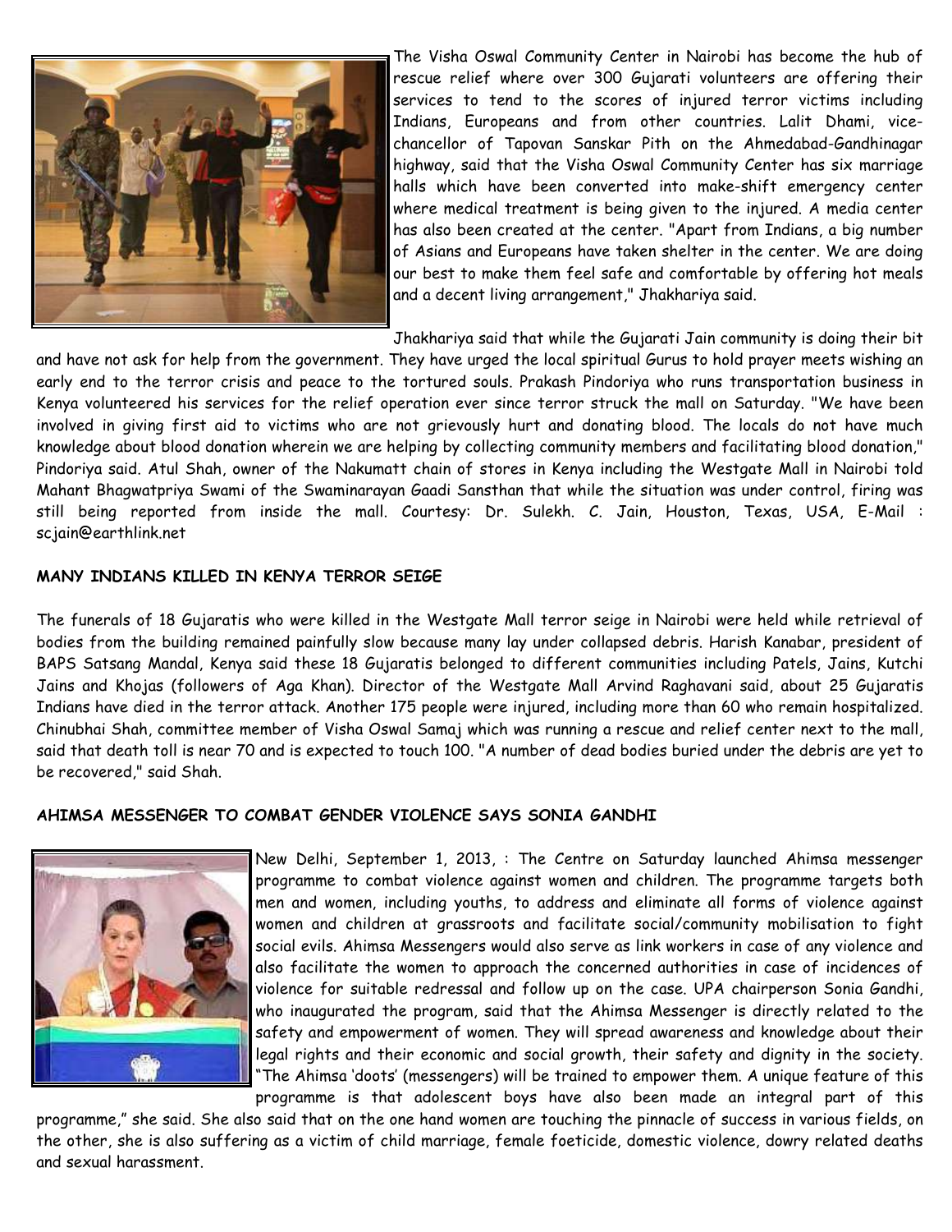The Visha Oswal Community Center in Nairobi has become the hub of rescue relief where over 300 Gujarati volunteers are offering their services to tend to the scores of injured terror victims including Indians, Europeans and from other countries. Lalit Dhami, vice-chancellor of Tapovan Sanskar Pith on the Ahmedabad-Gandhinagar highway, said that the Visha Oswal Community Center has six marriage halls which have been converted into make-shift emergency center where medical treatment is being given to the injured. A media center has also been created at the center. "Apart from Indians, a big number of Asians and Europeans have taken shelter in the center. We are doing our best to make them feel safe and comfortable by offering hot meals and a decent living arrangement," Jhakhariya said.

Jhakhariya said that while the Gujarati Jain community is doing their bit and have not ask for help from the government. They have urged the local spiritual Gurus to hold prayer meets wishing an early end to the terror crisis and peace to the tortured souls. Prakash Pindoriya who runs transportation business in Kenya volunteered his services for the relief operation ever since terror struck the mall on Saturday. "We have been involved in giving first aid to victims who are not grievously hurt and donating blood. The locals do not have much knowledge about blood donation wherein we are helping by collecting community members and facilitating blood donation," Pindoriya said. Atul Shah, owner of the Nakumatt chain of stores in Kenya including the Westgate Mall in Nairobi told Mahant Bhagwatpriya Swami of the Swaminarayan Gaadi Sansthan that while the situation was under control, firing was still being reported from inside the mall. Courtesy: Dr. Sulekh. C. Jain, Houston, Texas, USA, E-Mail : scjain@earthlink.net

**MANY INDIANS KILLED IN KENYA TERROR SEIGE**

The funerals of 18 Gujaratis who were killed in the Westgate Mall terror seige in Nairobi were held while retrieval of bodies from the building remained painfully slow because many lay under collapsed debris. Harish Kanabar, president of BAPS Satsang Mandal, Kenya said these 18 Gujaratis belonged to different communities including Patels, Jains, Kutchi Jains and Khojas (followers of Aga Khan). Director of the Westgate Mall Arvind Raghavani said, about 25 Gujaratis Indians have died in the terror attack. Another 175 people were injured, including more than 60 who remain hospitalized. Chinubhai Shah, committee member of Visha Oswal Samaj which was running a rescue and relief center next to the mall, said that death toll is near 70 and is expected to touch 100. "A number of dead bodies buried under the debris are yet to be recovered," said Shah.

**AHIMSA MESSENGER TO COMBAT GENDER VIOLENCE SAYS SONIA GANDHI**

New Delhi, September 1, 2013, : The Centre on Saturday launched Ahimsa messenger programme to combat violence against women and children. The programme targets both men and women, including youths, to address and eliminate all forms of violence against women and children at grassroots and facilitate social/community mobilisation to fight social evils. Ahimsa Messengers would also serve as link workers in case of any violence and also facilitate the women to approach the concerned authorities in case of incidences of violence for suitable redressal and follow up on the case. UPA chairperson Sonia Gandhi, who inaugurated the program, said that the Ahimsa Messenger is directly related to the safety and empowerment of women. They will spread awareness and knowledge about their legal rights and their economic and social growth, their safety and dignity in the society. "The Ahimsa 'doots' (messengers) will be trained to empower them. A unique feature of this programme is that adolescent boys have also been made an integral part of this programme," she said. She also said that on the one hand women are touching the pinnacle of success in various fields, on the other, she is also suffering as a victim of child marriage, female foeticide, domestic violence, dowry related deaths and sexual harassment.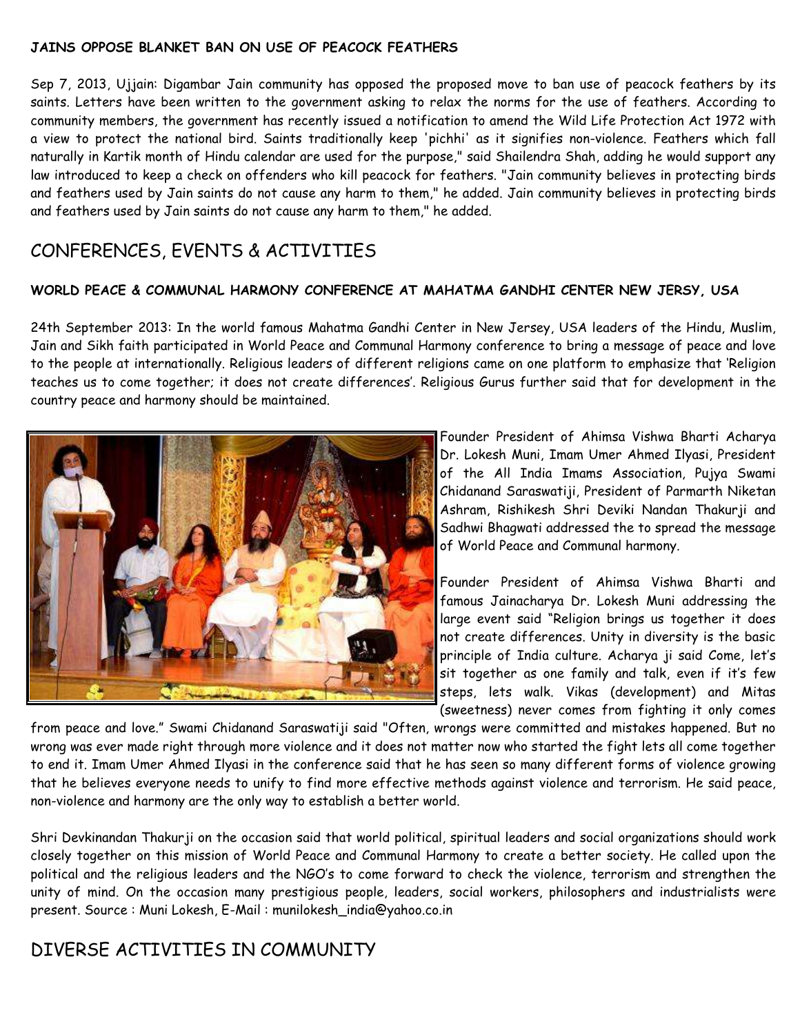**JAINS OPPOSE BLANKET BAN ON USE OF PEACOCK FEATHERS**

Sep 7, 2013, Ujjain: Digambar Jain community has opposed the proposed move to ban use of peacock feathers by its saints. Letters have been written to the government asking to relax the norms for the use of feathers. According to community members, the government has recently issued a notification to amend the Wild Life Protection Act 1972 with a view to protect the national bird. Saints traditionally keep 'pichhi' as it signifies non-violence. Feathers which fall naturally in Kartik month of Hindu calendar are used for the purpose," said Shailendra Shah, adding he would support any law introduced to keep a check on offenders who kill peacock for feathers. "Jain community believes in protecting birds and feathers used by Jain saints do not cause any harm to them," he added. Jain community believes in protecting birds and feathers used by Jain saints do not cause any harm to them," he added.

## CONFERENCES, EVENTS & ACTIVITIES

**WORLD PEACE & COMMUNAL HARMONY CONFERENCE AT MAHATMA GANDHI CENTER NEW JERSEY, USA**

24th September 2013: In the world famous Mahatma Gandhi Center in New Jersey, USA leaders of the Hindu, Muslim, Jain and Sikh faith participated in World Peace and Communal Harmony conference to bring a message of peace and love to the people at internationally. Religious leaders of different religions came on one platform to emphasize that 'Religion teaches us to come together; it does not create differences'. Religious Gurus further said that for development in the country peace and harmony should be maintained.

Founder President of Ahimsa Vishwa Bharti Acharya Dr. Lokesh Muni, Imam Umer Ahmed Ilyasi, President of the All India Imams Association, Pujya Swami Chidanand Saraswatiji, President of Parmarth Niketan Ashram, Rishikesh Shri Deviki Nandan Thakurji and Sadhwi Bhagwati addressed the to spread the message of World Peace and Communal harmony.

Founder President of Ahimsa Vishwa Bharti and famous Jainacharya Dr. Lokesh Muni addressing the large event said "Religion brings us together it does not create differences. Unity in diversity is the basic principle of India culture. Acharya ji said Come, let's sit together as one family and talk, even if it's few steps, lets walk. Vikas (development) and Mitas (sweetness) never comes from fighting it only comes from peace and love." Swami Chidanand Saraswatiji said "Often, wrongs were committed and mistakes happened. But no wrong was ever made right through more violence and it does not matter now who started the fight lets all come together to end it. Imam Umer Ahmed Ilyasi in the conference said that he has seen so many different forms of violence growing that he believes everyone needs to unify to find more effective methods against violence and terrorism. He said peace, non-violence and harmony are the only way to establish a better world.

Shri Devkinandan Thakurji on the occasion said that world political, spiritual leaders and social organizations should work closely together on this mission of World Peace and Communal Harmony to create a better society. He called upon the political and the religious leaders and the NGO's to come forward to check the violence, terrorism and strengthen the unity of mind. On the occasion many prestigious people, leaders, social workers, philosophers and industrialists were present. Source : Muni Lokesh, E-Mail : munilokesh_india@yahoo.co.in

## DIVERSE ACTIVITIES IN COMMUNITY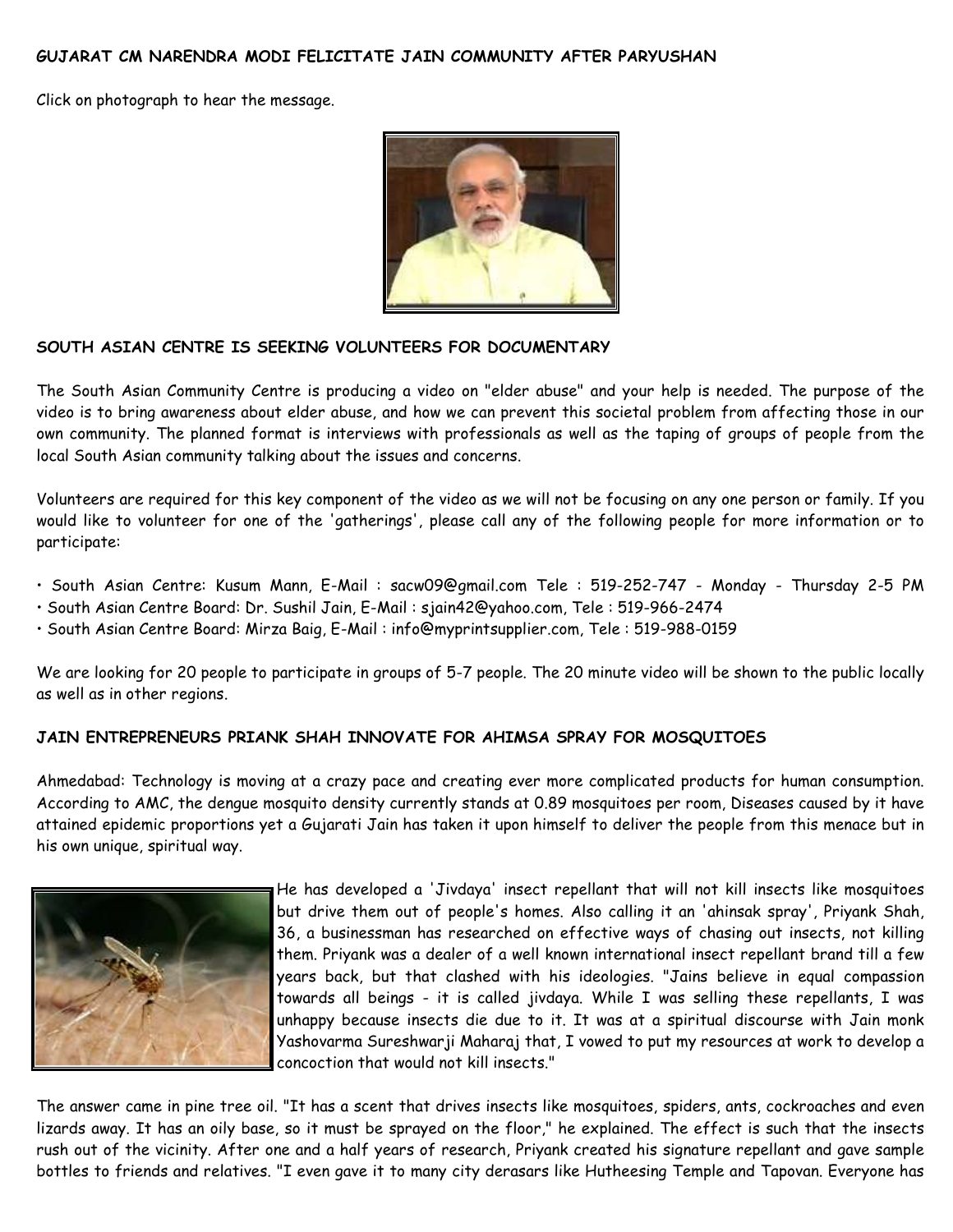**GUJARAT CM NARENDRA MODI FELICITATE JAIN COMMUNITY AFTER PARYUSHAN**

Click on photograph to hear the message.

**SOUTH ASIAN CENTRE IS SEEKING VOLUNTEERS FOR DOCUMENTARY**

The South Asian Community Centre is producing a video on "elder abuse" and your help is needed. The purpose of the video is to bring awareness about elder abuse, and how we can prevent this societal problem from affecting those in our own community. The planned format is interviews with professionals as well as the taping of groups of people from the local South Asian community talking about the issues and concerns.

Volunteers are required for this key component of the video as we will not be focusing on any one person or family. If you would like to volunteer for one of the 'gatherings', please call any of the following people for more information or to participate:

- South Asian Centre: Kusum Mann, E-Mail : sacw09@gmail.com Tele : 519-252-747 - Monday - Thursday 2-5 PM
- South Asian Centre Board: Dr. Sushil Jain, E-Mail : sjain42@yahoo.com, Tele : 519-966-2474
- South Asian Centre Board: Mirza Baig, E-Mail : info@myprintsupplier.com, Tele : 519-988-0159

We are looking for 20 people to participate in groups of 5-7 people. The 20 minute video will be shown to the public locally as well as in other regions.

**JAIN ENTREPRENEURS PRIANK SHAH INNOVATE FOR AHIMSA SPRAY FOR MOSQUITOES**

Ahmedabad: Technology is moving at a crazy pace and creating ever more complicated products for human consumption. According to AMC, the dengue mosquito density currently stands at 0.89 mosquitoes per room, Diseases caused by it have attained epidemic proportions yet a Gujarati Jain has taken it upon himself to deliver the people from this menace but in his own unique, spiritual way.

He has developed a 'Jivdaya' insect repellant that will not kill insects like mosquitoes but drive them out of people's homes. Also calling it an 'ahinsak spray', Priyank Shah, 36, a businessman has researched on effective ways of chasing out insects, not killing them. Priyank was a dealer of a well known international insect repellant brand till a few years back, but that clashed with his ideologies. "Jains believe in equal compassion towards all beings - it is called jivdaya. While I was selling these repellants, I was unhappy because insects die due to it. It was at a spiritual discourse with Jain monk Yashovarma Sureshwarji Maharaj that, I vowed to put my resources at work to develop a concoction that would not kill insects."

The answer came in pine tree oil. "It has a scent that drives insects like mosquitoes, spiders, ants, cockroaches and even lizards away. It has an oily base, so it must be sprayed on the floor," he explained. The effect is such that the insects rush out of the vicinity. After one and a half years of research, Priyank created his signature repellant and gave sample bottles to friends and relatives. "I even gave it to many city derasars like Hutheesing Temple and Tapovan. Everyone has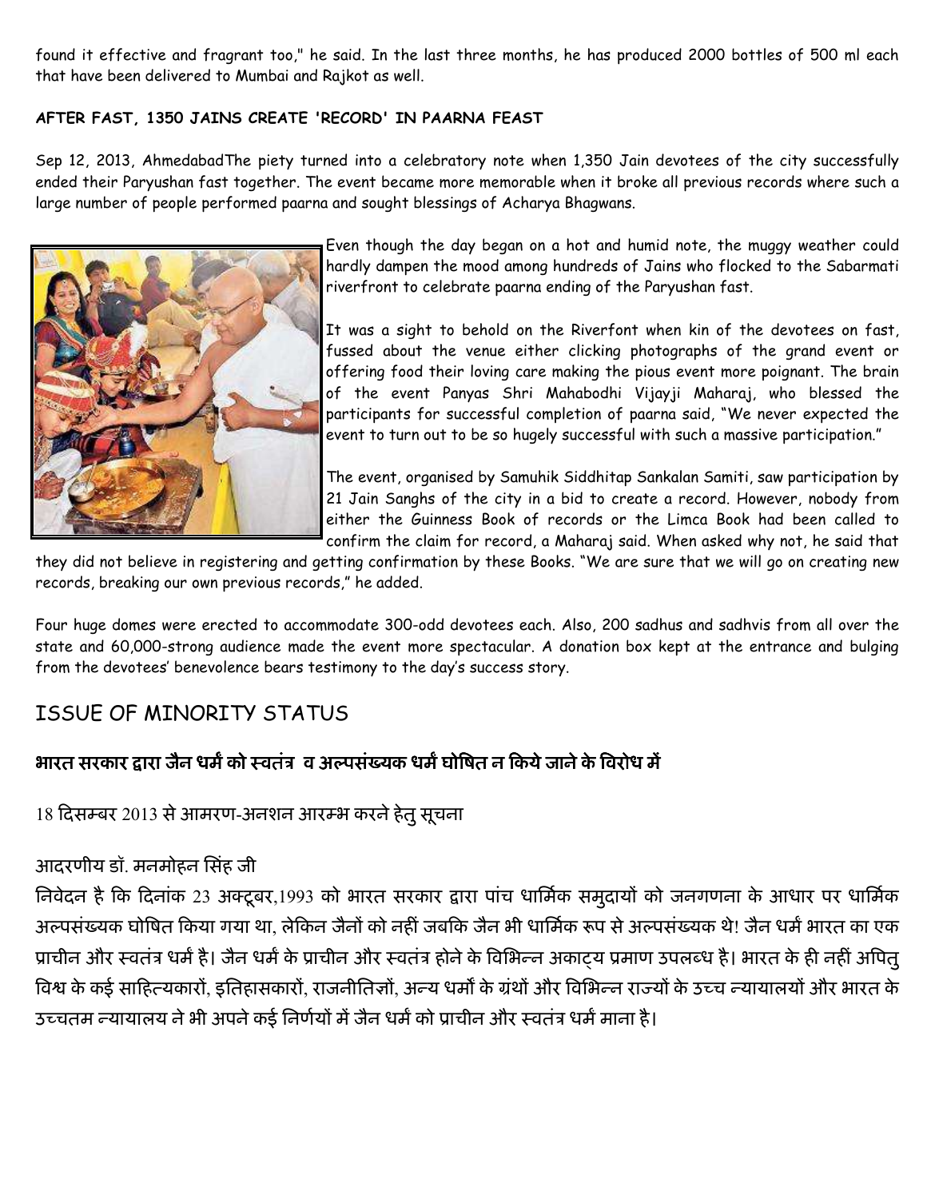found it effective and fragrant too," he said. In the last three months, he has produced 2000 bottles of 500 ml each that have been delivered to Mumbai and Rajkot as well.

**AFTER FAST, 1350 JAINS CREATE 'RECORD' IN PAARNA FEAST**

Sep 12, 2013, AhmedabadThe piety turned into a celebratory note when 1,350 Jain devotees of the city successfully ended their Paryushan fast together. The event became more memorable when it broke all previous records where such a large number of people performed paarna and sought blessings of Acharya Bhagwans.

Even though the day began on a hot and humid note, the muggy weather could hardly dampen the mood among hundreds of Jains who flocked to the Sabarmati riverfront to celebrate paarna ending of the Paryushan fast.

It was a sight to behold on the Riverfont when kin of the devotees on fast, fussed about the venue either clicking photographs of the grand event or offering food their loving care making the pious event more poignant. The brain of the event Panyas Shri Mahabodhi Vijayji Maharaj, who blessed the participants for successful completion of paarna said, "We never expected the event to turn out to be so hugely successful with such a massive participation."

The event, organised by Samuhik Siddhitap Sankalan Samiti, saw participation by 21 Jain Sanghs of the city in a bid to create a record. However, nobody from either the Guinness Book of records or the Limca Book had been called to confirm the claim for record, a Maharaj said. When asked why not, he said that they did not believe in registering and getting confirmation by these Books. "We are sure that we will go on creating new records, breaking our own previous records," he added.

Four huge domes were erected to accommodate 300-odd devotees each. Also, 200 sadhus and sadhvis from all over the state and 60,000-strong audience made the event more spectacular. A donation box kept at the entrance and bulging from the devotees' benevolence bears testimony to the day's success story.

## ISSUE OF MINORITY STATUS

### भारत सरकार द्वारा जैन धर्म को स्वतंत्र  व अल्पसंख्यक धर्म घोषित न किये जाने के विरोध में

18 दिसम्बर 2013 से आमरण-अनशन आरम्भ करने हेतु सूचना

आदरणीय डॉ. मनमोहन सिंह जी

निवेदन है कि दिनांक 23 अक्टूबर,1993 को भारत सरकार द्वारा पांच धार्मिक समुदायों को जनगणना के आधार पर धार्मिक अल्पसंख्यक घोषित किया गया था, लेकिन जैनों को नहीं जबकि जैन भी धार्मिक रूप से अल्पसंख्यक थे! जैन धर्म भारत का एक प्राचीन और स्वतंत्र धर्म है। जैन धर्म के प्राचीन और स्वतंत्र होने के विभिन्न अकाट्य प्रमाण उपलब्ध है। भारत के ही नहीं अपितु विश्व के कई साहित्यकारों, इतिहासकारों, राजनीतिज्ञों, अन्य धर्मों के ग्रंथों और विभिन्न राज्यों के उच्च न्यायालयों और भारत के उच्चतम न्यायालय ने भी अपने कई निर्णयों में जैन धर्म को प्राचीन और स्वतंत्र धर्म माना है।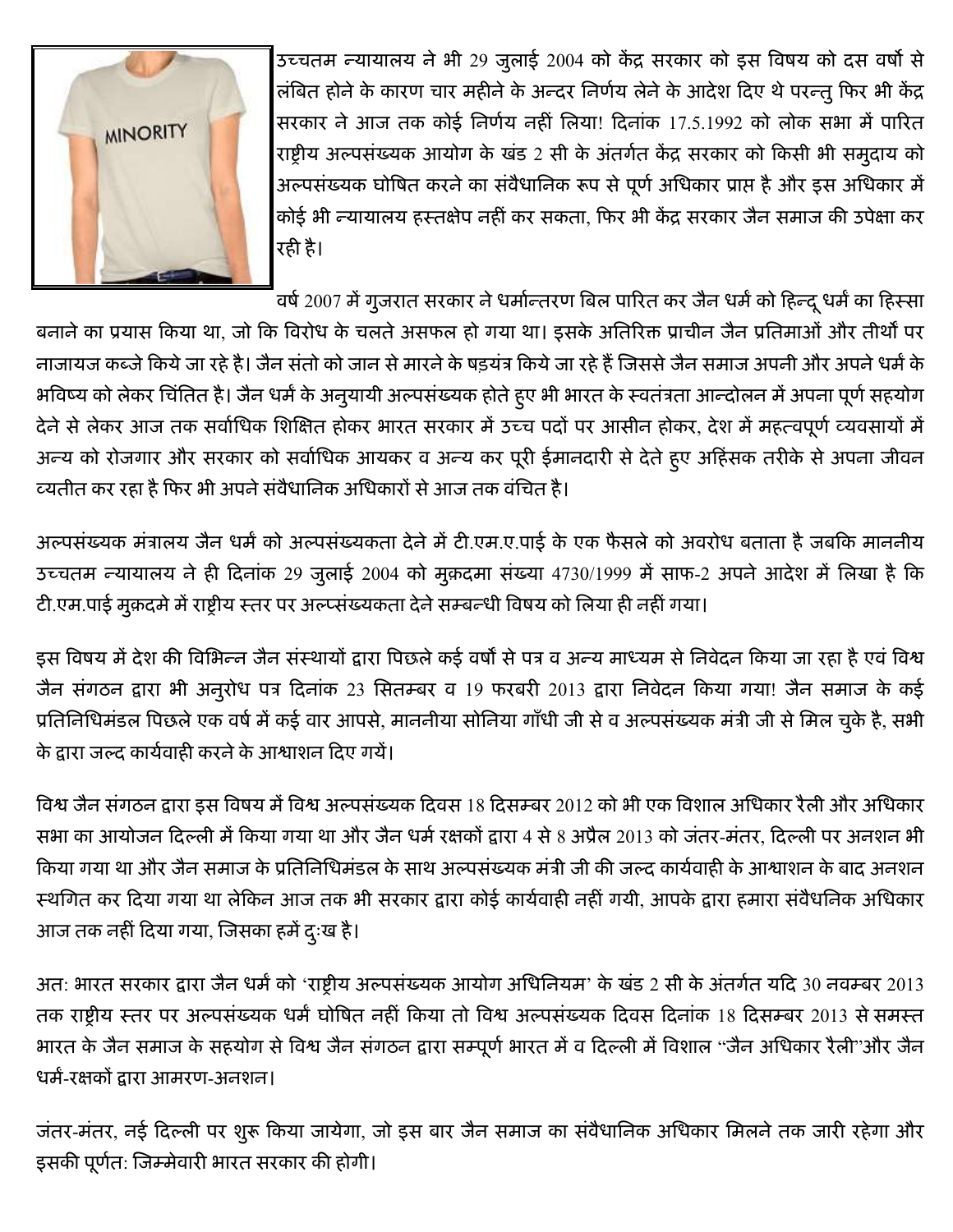उच्चतम न्यायालय ने भी 29 जुलाई 2004 को केंद्र सरकार को इस विषय को दस वर्षो से लंबित होने के कारण चार महीने के अन्दर निर्णय लेने के आदेश दिए थे परन्तु फिर भी केंद्र सरकार ने आज तक कोई निर्णय नहीं लिया! दिनांक 17.5.1992 को लोक सभा में पारित राष्ट्रीय अल्पसंख्यक आयोग के खंड 2 सी के अंतर्गत केंद्र सरकार को किसी भी समुदाय को अल्पसंख्यक घोषित करने का संवैधानिक रूप से पूर्ण अधिकार प्राप्त है और इस अधिकार में कोई भी न्यायालय हस्तक्षेप नहीं कर सकता, फिर भी केंद्र सरकार जैन समाज की उपेक्षा कर रही है।

वर्ष 2007 में गुजरात सरकार ने धर्मान्तरण बिल पारित कर जैन धर्म को हिन्दू धर्म का हिस्सा बनाने का प्रयास किया था, जो कि विरोध के चलते असफल हो गया था। इसके अतिरिक्त प्राचीन जैन प्रतिमाओं और तीर्थों पर नाजायज कब्जे किये जा रहे है। जैन संतो को जान से मारने के षड़यंत्र किये जा रहे हैं जिससे जैन समाज अपनी और अपने धर्म के भविष्य को लेकर चिंतित है। जैन धर्म के अनुयायी अल्पसंख्यक होते हुए भी भारत के स्वतंत्रता आन्दोलन में अपना पूर्ण सहयोग देने से लेकर आज तक सर्वाधिक शिक्षित होकर भारत सरकार में उच्च पदों पर आसीन होकर, देश में महत्वपूर्ण व्यवसायों में अन्य को रोजगार और सरकार को सर्वाधिक आयकर व अन्य कर पूरी ईमानदारी से देते हुए अहिंसक तरीके से अपना जीवन व्यतीत कर रहा है फिर भी अपने संवैधानिक अधिकारों से आज तक वंचित है।

अल्पसंख्यक मंत्रालय जैन धर्म को अल्पसंख्यकता देने में टी.एम.ए.पाई के एक फैसले को अवरोध बताता है जबकि माननीय उच्चतम न्यायालय ने ही दिनांक 29 जुलाई 2004 को मुक़दमा संख्या 4730/1999 में साफ-2 अपने आदेश में लिखा है कि टी.एम.पाई मुक़दमे में राष्ट्रीय स्तर पर अल्पसंख्यकता देने सम्बन्धी विषय को लिया ही नहीं गया।

इस विषय में देश की विभिन्न जैन संस्थायों द्वारा पिछले कई वर्षों से पत्र व अन्य माध्यम से निवेदन किया जा रहा है एवं विश्व जैन संगठन द्वारा भी अनुरोध पत्र दिनांक 23 सितम्बर व 19 फरबरी 2013 द्वारा निवेदन किया गया! जैन समाज के कई प्रतिनिधिमंडल पिछले एक वर्ष में कई वार आपसे, माननीया सोनिया गाँधी जी से व अल्पसंख्यक मंत्री जी से मिल चुके है, सभी के द्वारा जल्द कार्यवाही करने के आश्वाशन दिए गयें।

विश्व जैन संगठन द्वारा इस विषय में विश्व अल्पसंख्यक दिवस 18 दिसम्बर 2012 को भी एक विशाल अधिकार रैली और अधिकार सभा का आयोजन दिल्ली में किया गया था और जैन धर्म रक्षकों द्वारा 4 से 8 अप्रैल 2013 को जंतर-मंतर, दिल्ली पर अनशन भी किया गया था और जैन समाज के प्रतिनिधिमंडल के साथ अल्पसंख्यक मंत्री जी की जल्द कार्यवाही के आश्वाशन के बाद अनशन स्थगित कर दिया गया था लेकिन आज तक भी सरकार द्वारा कोई कार्यवाही नहीं गयी, आपके द्वारा हमारा संवैधनिक अधिकार आज तक नहीं दिया गया, जिसका हमें दुःख है।

अत: भारत सरकार द्वारा जैन धर्म को 'राष्ट्रीय अल्पसंख्यक आयोग अधिनियम' के खंड 2 सी के अंतर्गत यदि 30 नवम्बर 2013 तक राष्ट्रीय स्तर पर अल्पसंख्यक धर्म घोषित नहीं किया तो विश्व अल्पसंख्यक दिवस दिनांक 18 दिसम्बर 2013 से समस्त भारत के जैन समाज के सहयोग से विश्व जैन संगठन द्वारा सम्पूर्ण भारत में व दिल्ली में विशाल "जैन अधिकार रैली"और जैन धर्म-रक्षकों द्वारा आमरण-अनशन।

जंतर-मंतर, नई दिल्ली पर शुरू किया जायेगा, जो इस बार जैन समाज का संवैधानिक अधिकार मिलने तक जारी रहेगा और इसकी पूर्णत: जिम्मेवारी भारत सरकार की होगी।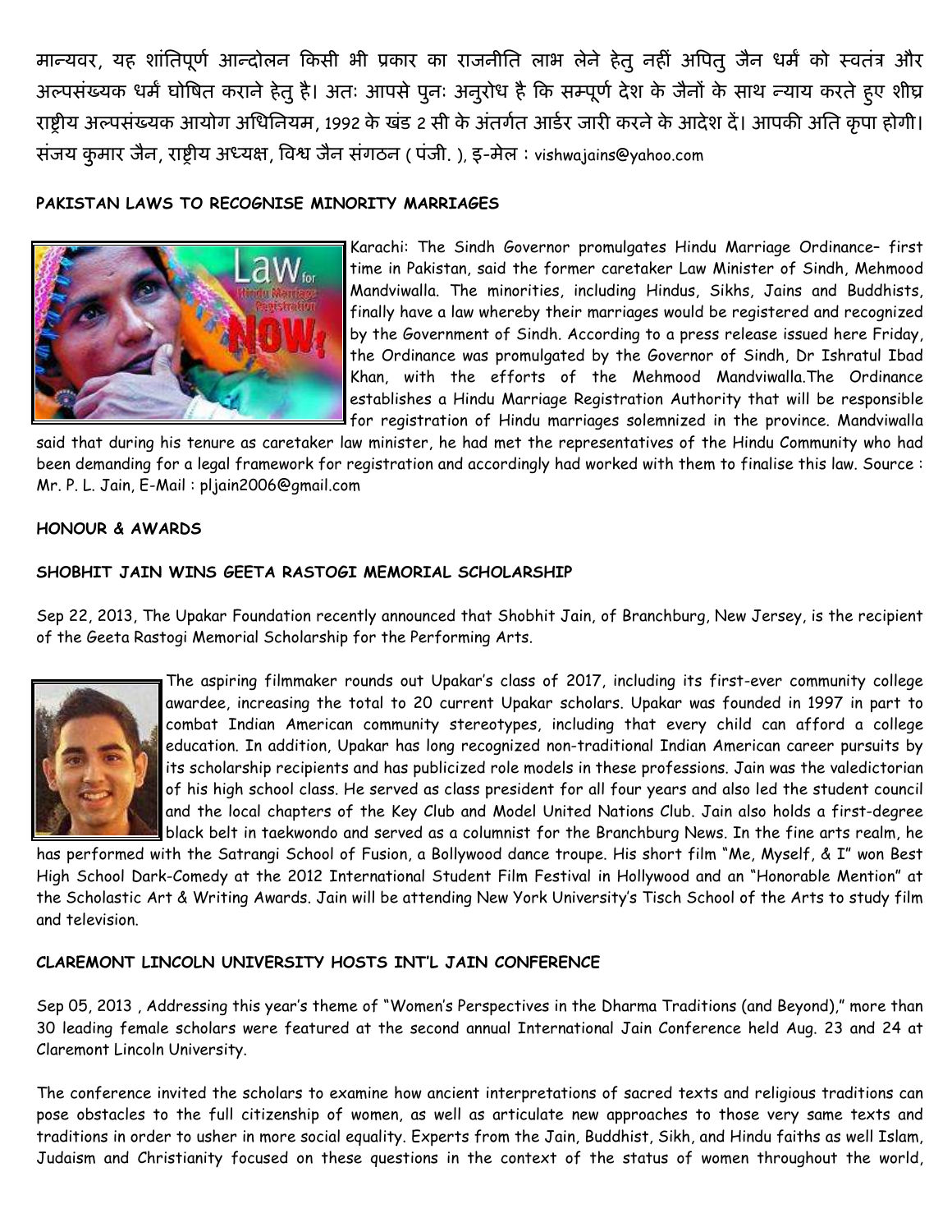मान्यवर, यह शांतिपूर्ण आन्दोलन किसी भी प्रकार का राजनीति लाभ लेने हेतु नहीं अपितु जैन धर्म को स्वतंत्र और अल्पसंख्यक धर्म घोषित कराने हेतु है। अतः आपसे पुनः अनुरोध है कि सम्पूर्ण देश के जैनों के साथ न्याय करते हुए शीघ्र राष्ट्रीय अल्पसंख्यक आयोग अधिनियम, 1992 के खंड 2 सी के अंतर्गत आर्डर जारी करने के आदेश दें। आपकी अति कृपा होगी। संजय कुमार जैन, राष्ट्रीय अध्यक्ष, विश्व जैन संगठन ( पंजी. ), इ-मेल : vishwajains@yahoo.com

**PAKISTAN LAWS TO RECOGNISE MINORITY MARRIAGES**

Karachi: The Sindh Governor promulgates Hindu Marriage Ordinance– first time in Pakistan, said the former caretaker Law Minister of Sindh, Mehmood Mandviwalla. The minorities, including Hindus, Sikhs, Jains and Buddhists, finally have a law whereby their marriages would be registered and recognized by the Government of Sindh. According to a press release issued here Friday, the Ordinance was promulgated by the Governor of Sindh, Dr Ishratul Ibad Khan, with the efforts of the Mehmood Mandviwalla.The Ordinance establishes a Hindu Marriage Registration Authority that will be responsible for registration of Hindu marriages solemnized in the province. Mandviwalla said that during his tenure as caretaker law minister, he had met the representatives of the Hindu Community who had been demanding for a legal framework for registration and accordingly had worked with them to finalise this law. Source : Mr. P. L. Jain, E-Mail : pljain2006@gmail.com

**HONOUR & AWARDS**

**SHOBHIT JAIN WINS GEETA RASTOGI MEMORIAL SCHOLARSHIP**

Sep 22, 2013, The Upakar Foundation recently announced that Shobhit Jain, of Branchburg, New Jersey, is the recipient of the Geeta Rastogi Memorial Scholarship for the Performing Arts.

The aspiring filmmaker rounds out Upakar's class of 2017, including its first-ever community college awardee, increasing the total to 20 current Upakar scholars. Upakar was founded in 1997 in part to combat Indian American community stereotypes, including that every child can afford a college education. In addition, Upakar has long recognized non-traditional Indian American career pursuits by its scholarship recipients and has publicized role models in these professions. Jain was the valedictorian of his high school class. He served as class president for all four years and also led the student council and the local chapters of the Key Club and Model United Nations Club. Jain also holds a first-degree black belt in taekwondo and served as a columnist for the Branchburg News. In the fine arts realm, he has performed with the Satrangi School of Fusion, a Bollywood dance troupe. His short film "Me, Myself, & I" won Best High School Dark-Comedy at the 2012 International Student Film Festival in Hollywood and an "Honorable Mention" at the Scholastic Art & Writing Awards. Jain will be attending New York University's Tisch School of the Arts to study film and television.

**CLAREMONT LINCOLN UNIVERSITY HOSTS INT'L JAIN CONFERENCE**

Sep 05, 2013 , Addressing this year's theme of "Women's Perspectives in the Dharma Traditions (and Beyond)," more than 30 leading female scholars were featured at the second annual International Jain Conference held Aug. 23 and 24 at Claremont Lincoln University.

The conference invited the scholars to examine how ancient interpretations of sacred texts and religious traditions can pose obstacles to the full citizenship of women, as well as articulate new approaches to those very same texts and traditions in order to usher in more social equality. Experts from the Jain, Buddhist, Sikh, and Hindu faiths as well Islam, Judaism and Christianity focused on these questions in the context of the status of women throughout the world,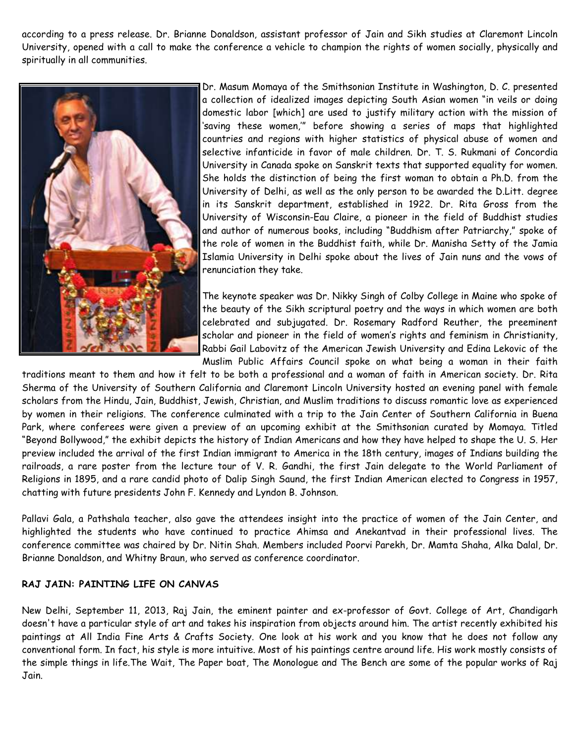according to a press release. Dr. Brianne Donaldson, assistant professor of Jain and Sikh studies at Claremont Lincoln University, opened with a call to make the conference a vehicle to champion the rights of women socially, physically and spiritually in all communities.

Dr. Masum Momaya of the Smithsonian Institute in Washington, D. C. presented a collection of idealized images depicting South Asian women "in veils or doing domestic labor [which] are used to justify military action with the mission of 'saving these women,'" before showing a series of maps that highlighted countries and regions with higher statistics of physical abuse of women and selective infanticide in favor of male children. Dr. T. S. Rukmani of Concordia University in Canada spoke on Sanskrit texts that supported equality for women. She holds the distinction of being the first woman to obtain a Ph.D. from the University of Delhi, as well as the only person to be awarded the D.Litt. degree in its Sanskrit department, established in 1922. Dr. Rita Gross from the University of Wisconsin-Eau Claire, a pioneer in the field of Buddhist studies and author of numerous books, including "Buddhism after Patriarchy," spoke of the role of women in the Buddhist faith, while Dr. Manisha Setty of the Jamia Islamia University in Delhi spoke about the lives of Jain nuns and the vows of renunciation they take.

The keynote speaker was Dr. Nikky Singh of Colby College in Maine who spoke of the beauty of the Sikh scriptural poetry and the ways in which women are both celebrated and subjugated. Dr. Rosemary Radford Reuther, the preeminent scholar and pioneer in the field of women's rights and feminism in Christianity, Rabbi Gail Labovitz of the American Jewish University and Edina Lekovic of the Muslim Public Affairs Council spoke on what being a woman in their faith traditions meant to them and how it felt to be both a professional and a woman of faith in American society. Dr. Rita Sherma of the University of Southern California and Claremont Lincoln University hosted an evening panel with female scholars from the Hindu, Jain, Buddhist, Jewish, Christian, and Muslim traditions to discuss romantic love as experienced by women in their religions. The conference culminated with a trip to the Jain Center of Southern California in Buena Park, where conferees were given a preview of an upcoming exhibit at the Smithsonian curated by Momaya. Titled "Beyond Bollywood," the exhibit depicts the history of Indian Americans and how they have helped to shape the U. S. Her preview included the arrival of the first Indian immigrant to America in the 18th century, images of Indians building the railroads, a rare poster from the lecture tour of V. R. Gandhi, the first Jain delegate to the World Parliament of Religions in 1895, and a rare candid photo of Dalip Singh Saund, the first Indian American elected to Congress in 1957, chatting with future presidents John F. Kennedy and Lyndon B. Johnson.

Pallavi Gala, a Pathshala teacher, also gave the attendees insight into the practice of women of the Jain Center, and highlighted the students who have continued to practice Ahimsa and Anekantvad in their professional lives. The conference committee was chaired by Dr. Nitin Shah. Members included Poorvi Parekh, Dr. Mamta Shaha, Alka Dalal, Dr. Brianne Donaldson, and Whitny Braun, who served as conference coordinator.

**RAJ JAIN: PAINTING LIFE ON CANVAS**

New Delhi, September 11, 2013, Raj Jain, the eminent painter and ex-professor of Govt. College of Art, Chandigarh doesn't have a particular style of art and takes his inspiration from objects around him. The artist recently exhibited his paintings at All India Fine Arts & Crafts Society. One look at his work and you know that he does not follow any conventional form. In fact, his style is more intuitive. Most of his paintings centre around life. His work mostly consists of the simple things in life.The Wait, The Paper boat, The Monologue and The Bench are some of the popular works of Raj Jain.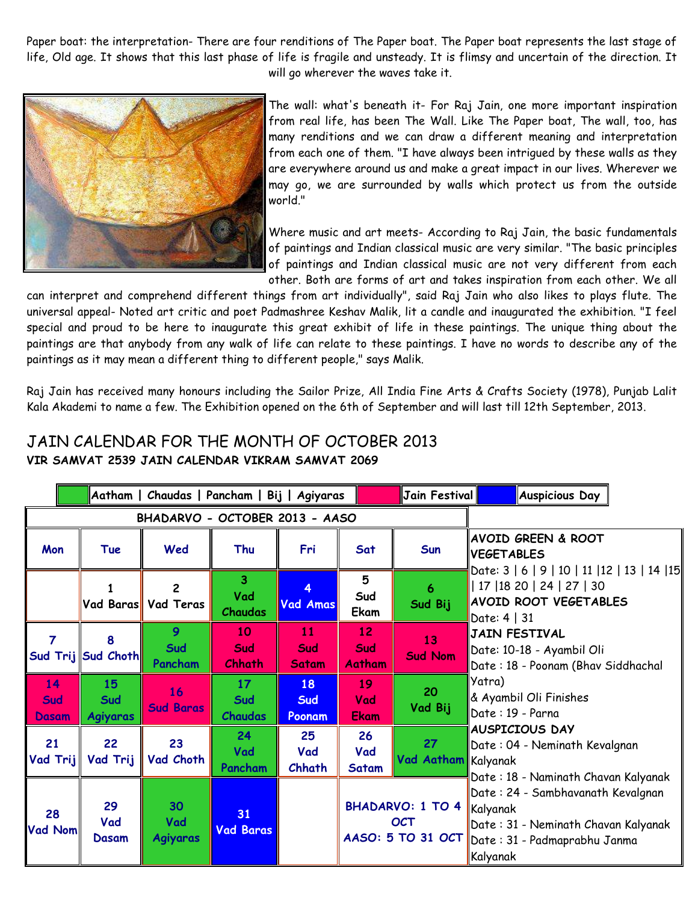Paper boat: the interpretation- There are four renditions of The Paper boat. The Paper boat represents the last stage of life, Old age. It shows that this last phase of life is fragile and unsteady. It is flimsy and uncertain of the direction. It will go wherever the waves take it.

The wall: what's beneath it- For Raj Jain, one more important inspiration from real life, has been The Wall. Like The Paper boat, The wall, too, has many renditions and we can draw a different meaning and interpretation from each one of them. "I have always been intrigued by these walls as they are everywhere around us and make a great impact in our lives. Wherever we may go, we are surrounded by walls which protect us from the outside world."

Where music and art meets- According to Raj Jain, the basic fundamentals of paintings and Indian classical music are very similar. "The basic principles of paintings and Indian classical music are not very different from each other. Both are forms of art and takes inspiration from each other. We all can interpret and comprehend different things from art individually", said Raj Jain who also likes to plays flute. The universal appeal- Noted art critic and poet Padmashree Keshav Malik, lit a candle and inaugurated the exhibition. "I feel special and proud to be here to inaugurate this great exhibit of life in these paintings. The unique thing about the paintings are that anybody from any walk of life can relate to these paintings. I have no words to describe any of the paintings as it may mean a different thing to different people," says Malik.

Raj Jain has received many honours including the Sailor Prize, All India Fine Arts & Crafts Society (1978), Punjab Lalit Kala Akademi to name a few. The Exhibition opened on the 6th of September and will last till 12th September, 2013.

## JAIN CALENDAR FOR THE MONTH OF OCTOBER 2013

**VIR SAMVAT 2539 JAIN CALENDAR VIKRAM SAMVAT 2069**

Legend: Aatham | Chaudas | Pancham | Bij | Agiyaras (green) — Jain Festival (red) — Auspicious Day (blue)

**BHADARVO - OCTOBER 2013 - AASO**

| Mon | Tue | Wed | Thu | Fri | Sat | Sun |
|---|---|---|---|---|---|---|
| | 1 Vad Baras | 2 Vad Teras | 3 Vad Chaudas | 4 Vad Amas | 5 Sud Ekam | 6 Sud Bij |
| 7 Sud Trij | 8 Sud Choth | 9 Sud Pancham | 10 Sud Chhath | 11 Sud Satam | 12 Sud Aatham | 13 Sud Nom |
| 14 Sud Dasam | 15 Sud Agiyaras | 16 Sud Baras | 17 Sud Chaudas | 18 Sud Poonam | 19 Vad Ekam | 20 Vad Bij |
| 21 Vad Trij | 22 Vad Trij | 23 Vad Choth | 24 Vad Pancham | 25 Vad Chhath | 26 Vad Satam | 27 Vad Aatham |
| 28 Vad Nom | 29 Vad Dasam | 30 Vad Agiyaras | 31 Vad Baras | | BHADARVO: 1 TO 4 OCT AASO: 5 TO 31 OCT | |

**AVOID GREEN & ROOT VEGETABLES**
Date: 3 | 6 | 9 | 10 | 11 |12 | 13 | 14 |15 | 17 |18 20 | 24 | 27 | 30

**AVOID ROOT VEGETABLES**
Date: 4 | 31

**JAIN FESTIVAL**
Date: 10-18 - Ayambil Oli
Date : 18 - Poonam (Bhav Siddhachal Yatra) & Ayambil Oli Finishes
Date : 19 - Parna

**AUSPICIOUS DAY**
Date : 04 - Neminath Kevalgnan Kalyanak
Date : 18 - Naminath Chavan Kalyanak
Date : 24 - Sambhavanath Kevalgnan Kalyanak
Date : 31 - Neminath Chavan Kalyanak
Date : 31 - Padmaprabhu Janma Kalyanak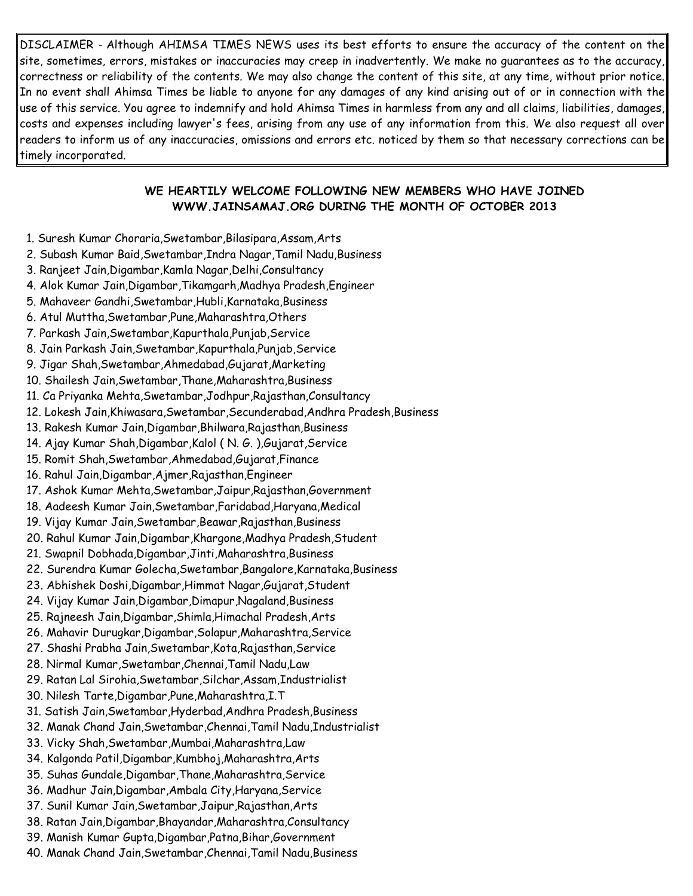DISCLAIMER - Although AHIMSA TIMES NEWS uses its best efforts to ensure the accuracy of the content on the site, sometimes, errors, mistakes or inaccuracies may creep in inadvertently. We make no guarantees as to the accuracy, correctness or reliability of the contents. We may also change the content of this site, at any time, without prior notice. In no event shall Ahimsa Times be liable to anyone for any damages of any kind arising out of or in connection with the use of this service. You agree to indemnify and hold Ahimsa Times in harmless from any and all claims, liabilities, damages, costs and expenses including lawyer's fees, arising from any use of any information from this. We also request all over readers to inform us of any inaccuracies, omissions and errors etc. noticed by them so that necessary corrections can be timely incorporated.

**WE HEARTILY WELCOME FOLLOWING NEW MEMBERS WHO HAVE JOINED WWW.JAINSAMAJ.ORG DURING THE MONTH OF OCTOBER 2013**

1. Suresh Kumar Choraria,Swetambar,Bilasipara,Assam,Arts
2. Subash Kumar Baid,Swetambar,Indra Nagar,Tamil Nadu,Business
3. Ranjeet Jain,Digambar,Kamla Nagar,Delhi,Consultancy
4. Alok Kumar Jain,Digambar,Tikamgarh,Madhya Pradesh,Engineer
5. Mahaveer Gandhi,Swetambar,Hubli,Karnataka,Business
6. Atul Muttha,Swetambar,Pune,Maharashtra,Others
7. Parkash Jain,Swetambar,Kapurthala,Punjab,Service
8. Jain Parkash Jain,Swetambar,Kapurthala,Punjab,Service
9. Jigar Shah,Swetambar,Ahmedabad,Gujarat,Marketing
10. Shailesh Jain,Swetambar,Thane,Maharashtra,Business
11. Ca Priyanka Mehta,Swetambar,Jodhpur,Rajasthan,Consultancy
12. Lokesh Jain,Khiwasara,Swetambar,Secunderabad,Andhra Pradesh,Business
13. Rakesh Kumar Jain,Digambar,Bhilwara,Rajasthan,Business
14. Ajay Kumar Shah,Digambar,Kalol ( N. G. ),Gujarat,Service
15. Romit Shah,Swetambar,Ahmedabad,Gujarat,Finance
16. Rahul Jain,Digambar,Ajmer,Rajasthan,Engineer
17. Ashok Kumar Mehta,Swetambar,Jaipur,Rajasthan,Government
18. Aadeesh Kumar Jain,Swetambar,Faridabad,Haryana,Medical
19. Vijay Kumar Jain,Swetambar,Beawar,Rajasthan,Business
20. Rahul Kumar Jain,Digambar,Khargone,Madhya Pradesh,Student
21. Swapnil Dobhada,Digambar,Jinti,Maharashtra,Business
22. Surendra Kumar Golecha,Swetambar,Bangalore,Karnataka,Business
23. Abhishek Doshi,Digambar,Himmat Nagar,Gujarat,Student
24. Vijay Kumar Jain,Digambar,Dimapur,Nagaland,Business
25. Rajneesh Jain,Digambar,Shimla,Himachal Pradesh,Arts
26. Mahavir Durugkar,Digambar,Solapur,Maharashtra,Service
27. Shashi Prabha Jain,Swetambar,Kota,Rajasthan,Service
28. Nirmal Kumar,Swetambar,Chennai,Tamil Nadu,Law
29. Ratan Lal Sirohia,Swetambar,Silchar,Assam,Industrialist
30. Nilesh Tarte,Digambar,Pune,Maharashtra,I.T
31. Satish Jain,Swetambar,Hyderbad,Andhra Pradesh,Business
32. Manak Chand Jain,Swetambar,Chennai,Tamil Nadu,Industrialist
33. Vicky Shah,Swetambar,Mumbai,Maharashtra,Law
34. Kalgonda Patil,Digambar,Kumbhoj,Maharashtra,Arts
35. Suhas Gundale,Digambar,Thane,Maharashtra,Service
36. Madhur Jain,Digambar,Ambala City,Haryana,Service
37. Sunil Kumar Jain,Swetambar,Jaipur,Rajasthan,Arts
38. Ratan Jain,Digambar,Bhayandar,Maharashtra,Consultancy
39. Manish Kumar Gupta,Digambar,Patna,Bihar,Government
40. Manak Chand Jain,Swetambar,Chennai,Tamil Nadu,Business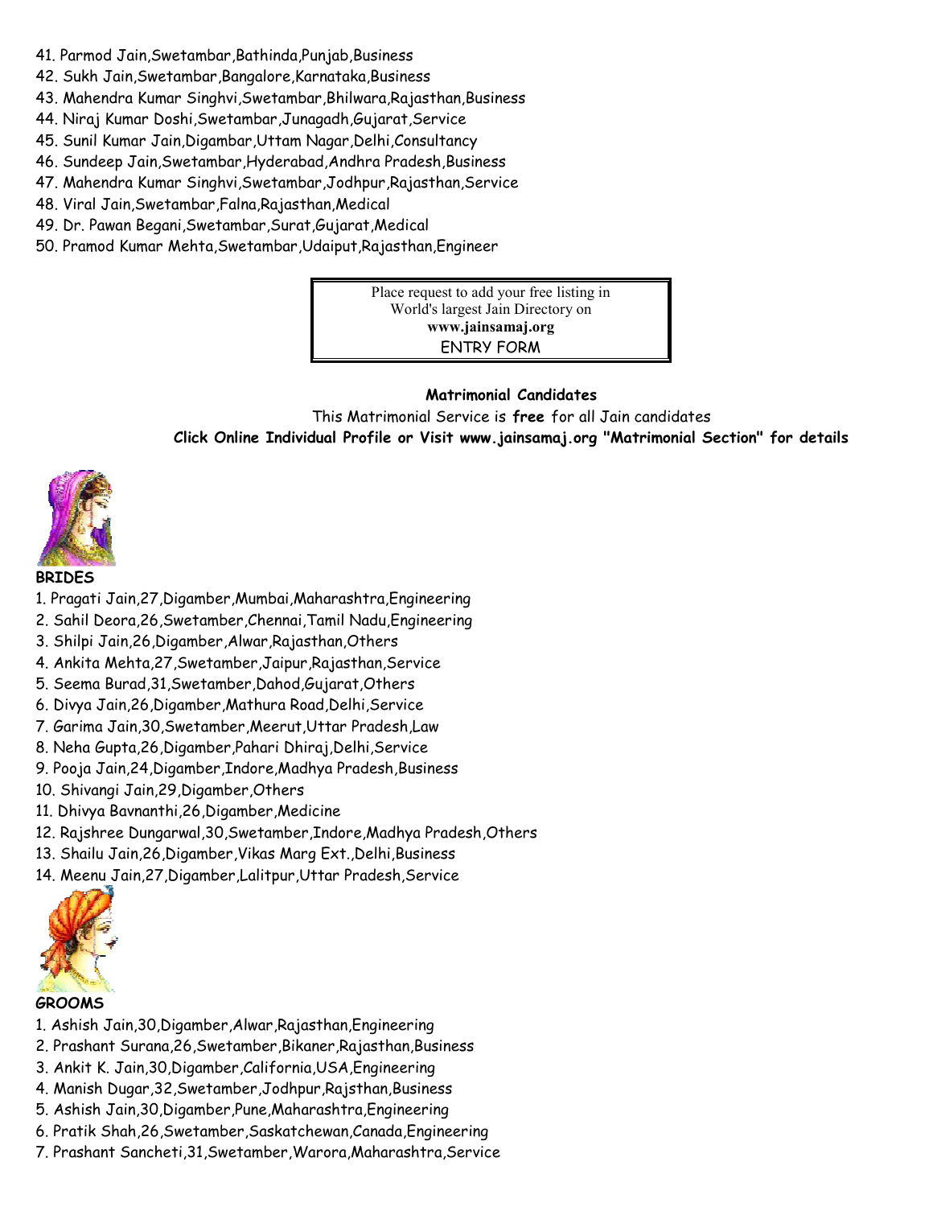41. Parmod Jain,Swetambar,Bathinda,Punjab,Business
42. Sukh Jain,Swetambar,Bangalore,Karnataka,Business
43. Mahendra Kumar Singhvi,Swetambar,Bhilwara,Rajasthan,Business
44. Niraj Kumar Doshi,Swetambar,Junagadh,Gujarat,Service
45. Sunil Kumar Jain,Digambar,Uttam Nagar,Delhi,Consultancy
46. Sundeep Jain,Swetambar,Hyderabad,Andhra Pradesh,Business
47. Mahendra Kumar Singhvi,Swetambar,Jodhpur,Rajasthan,Service
48. Viral Jain,Swetambar,Falna,Rajasthan,Medical
49. Dr. Pawan Begani,Swetambar,Surat,Gujarat,Medical
50. Pramod Kumar Mehta,Swetambar,Udaiput,Rajasthan,Engineer

Place request to add your free listing in World's largest Jain Directory on **www.jainsamaj.org**
ENTRY FORM

**Matrimonial Candidates**

This Matrimonial Service is **free** for all Jain candidates

**Click Online Individual Profile or Visit www.jainsamaj.org "Matrimonial Section" for details**

**BRIDES**

1. Pragati Jain,27,Digamber,Mumbai,Maharashtra,Engineering
2. Sahil Deora,26,Swetamber,Chennai,Tamil Nadu,Engineering
3. Shilpi Jain,26,Digamber,Alwar,Rajasthan,Others
4. Ankita Mehta,27,Swetamber,Jaipur,Rajasthan,Service
5. Seema Burad,31,Swetamber,Dahod,Gujarat,Others
6. Divya Jain,26,Digamber,Mathura Road,Delhi,Service
7. Garima Jain,30,Swetamber,Meerut,Uttar Pradesh,Law
8. Neha Gupta,26,Digamber,Pahari Dhiraj,Delhi,Service
9. Pooja Jain,24,Digamber,Indore,Madhya Pradesh,Business
10. Shivangi Jain,29,Digamber,Others
11. Dhivya Bavnanthi,26,Digamber,Medicine
12. Rajshree Dungarwal,30,Swetamber,Indore,Madhya Pradesh,Others
13. Shailu Jain,26,Digamber,Vikas Marg Ext.,Delhi,Business
14. Meenu Jain,27,Digamber,Lalitpur,Uttar Pradesh,Service

**GROOMS**

1. Ashish Jain,30,Digamber,Alwar,Rajasthan,Engineering
2. Prashant Surana,26,Swetamber,Bikaner,Rajasthan,Business
3. Ankit K. Jain,30,Digamber,California,USA,Engineering
4. Manish Dugar,32,Swetamber,Jodhpur,Rajsthan,Business
5. Ashish Jain,30,Digamber,Pune,Maharashtra,Engineering
6. Pratik Shah,26,Swetamber,Saskatchewan,Canada,Engineering
7. Prashant Sancheti,31,Swetamber,Warora,Maharashtra,Service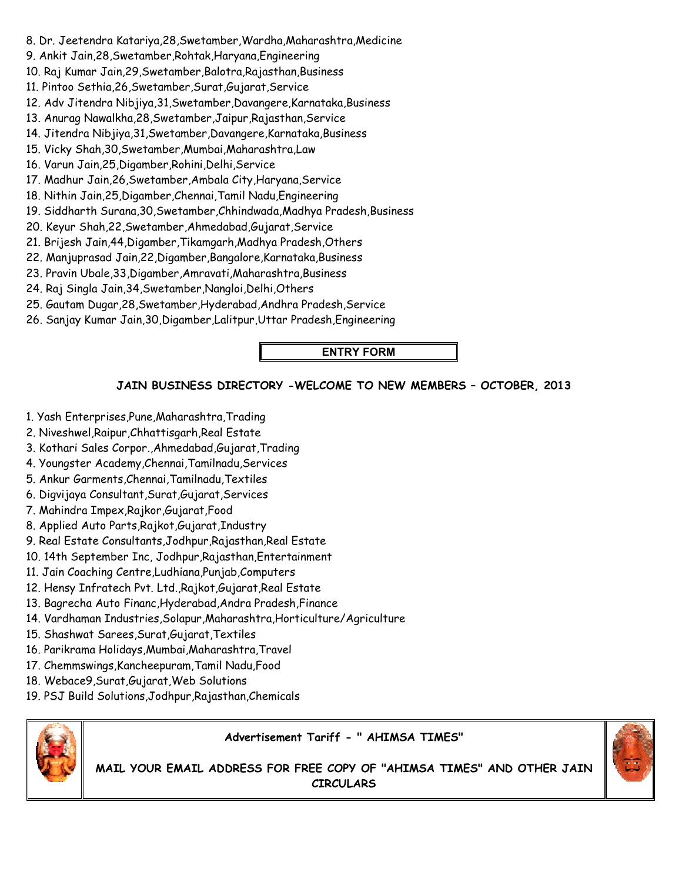8. Dr. Jeetendra Katariya,28,Swetamber,Wardha,Maharashtra,Medicine
9. Ankit Jain,28,Swetamber,Rohtak,Haryana,Engineering
10. Raj Kumar Jain,29,Swetamber,Balotra,Rajasthan,Business
11. Pintoo Sethia,26,Swetamber,Surat,Gujarat,Service
12. Adv Jitendra Nibjiya,31,Swetamber,Davangere,Karnataka,Business
13. Anurag Nawalkha,28,Swetamber,Jaipur,Rajasthan,Service
14. Jitendra Nibjiya,31,Swetamber,Davangere,Karnataka,Business
15. Vicky Shah,30,Swetamber,Mumbai,Maharashtra,Law
16. Varun Jain,25,Digamber,Rohini,Delhi,Service
17. Madhur Jain,26,Swetamber,Ambala City,Haryana,Service
18. Nithin Jain,25,Digamber,Chennai,Tamil Nadu,Engineering
19. Siddharth Surana,30,Swetamber,Chhindwada,Madhya Pradesh,Business
20. Keyur Shah,22,Swetamber,Ahmedabad,Gujarat,Service
21. Brijesh Jain,44,Digamber,Tikamgarh,Madhya Pradesh,Others
22. Manjuprasad Jain,22,Digamber,Bangalore,Karnataka,Business
23. Pravin Ubale,33,Digamber,Amravati,Maharashtra,Business
24. Raj Singla Jain,34,Swetamber,Nangloi,Delhi,Others
25. Gautam Dugar,28,Swetamber,Hyderabad,Andhra Pradesh,Service
26. Sanjay Kumar Jain,30,Digamber,Lalitpur,Uttar Pradesh,Engineering

**ENTRY FORM**

## JAIN BUSINESS DIRECTORY -WELCOME TO NEW MEMBERS – OCTOBER, 2013

1. Yash Enterprises,Pune,Maharashtra,Trading
2. Niveshwel,Raipur,Chhattisgarh,Real Estate
3. Kothari Sales Corpor.,Ahmedabad,Gujarat,Trading
4. Youngster Academy,Chennai,Tamilnadu,Services
5. Ankur Garments,Chennai,Tamilnadu,Textiles
6. Digvijaya Consultant,Surat,Gujarat,Services
7. Mahindra Impex,Rajkor,Gujarat,Food
8. Applied Auto Parts,Rajkot,Gujarat,Industry
9. Real Estate Consultants,Jodhpur,Rajasthan,Real Estate
10. 14th September Inc, Jodhpur,Rajasthan,Entertainment
11. Jain Coaching Centre,Ludhiana,Punjab,Computers
12. Hensy Infratech Pvt. Ltd.,Rajkot,Gujarat,Real Estate
13. Bagrecha Auto Financ,Hyderabad,Andra Pradesh,Finance
14. Vardhaman Industries,Solapur,Maharashtra,Horticulture/Agriculture
15. Shashwat Sarees,Surat,Gujarat,Textiles
16. Parikrama Holidays,Mumbai,Maharashtra,Travel
17. Chemmswings,Kancheepuram,Tamil Nadu,Food
18. Webace9,Surat,Gujarat,Web Solutions
19. PSJ Build Solutions,Jodhpur,Rajasthan,Chemicals

**Advertisement Tariff - " AHIMSA TIMES"**

**MAIL YOUR EMAIL ADDRESS FOR FREE COPY OF "AHIMSA TIMES" AND OTHER JAIN CIRCULARS**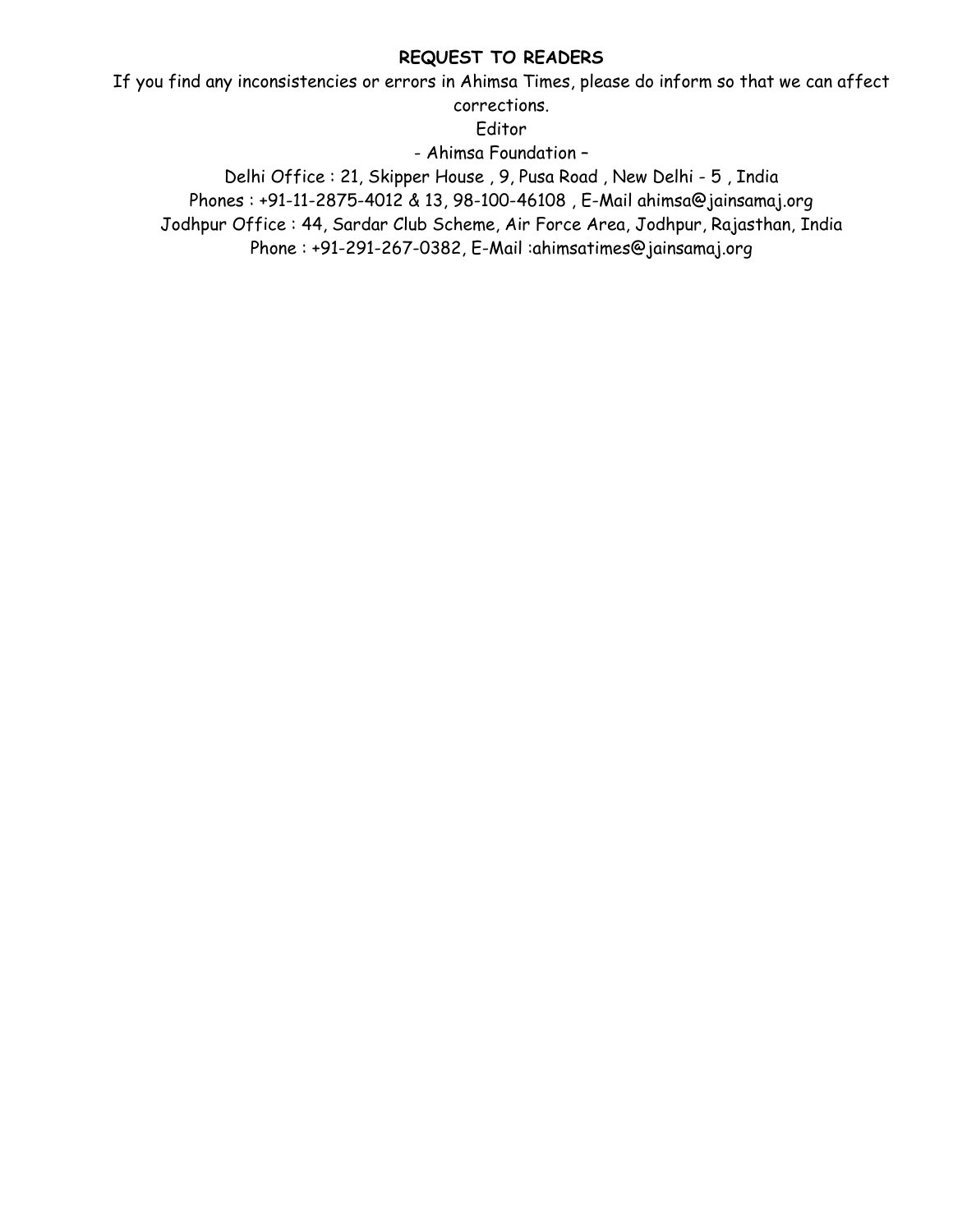**REQUEST TO READERS**

If you find any inconsistencies or errors in Ahimsa Times, please do inform so that we can affect corrections.

Editor

- Ahimsa Foundation –

Delhi Office : 21, Skipper House , 9, Pusa Road , New Delhi - 5 , India

Phones : +91-11-2875-4012 & 13, 98-100-46108 , E-Mail ahimsa@jainsamaj.org

Jodhpur Office : 44, Sardar Club Scheme, Air Force Area, Jodhpur, Rajasthan, India

Phone : +91-291-267-0382, E-Mail :ahimsatimes@jainsamaj.org